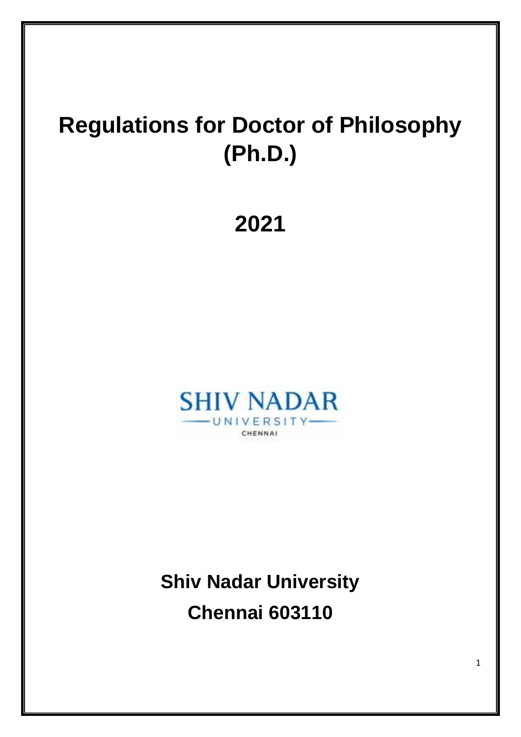# Regulations for Doctor of Philosophy (Ph.D.)

# 2021

SHIV NADAR UNIVERSITY CHENNAI

**Shiv Nadar University**

**Chennai 603110**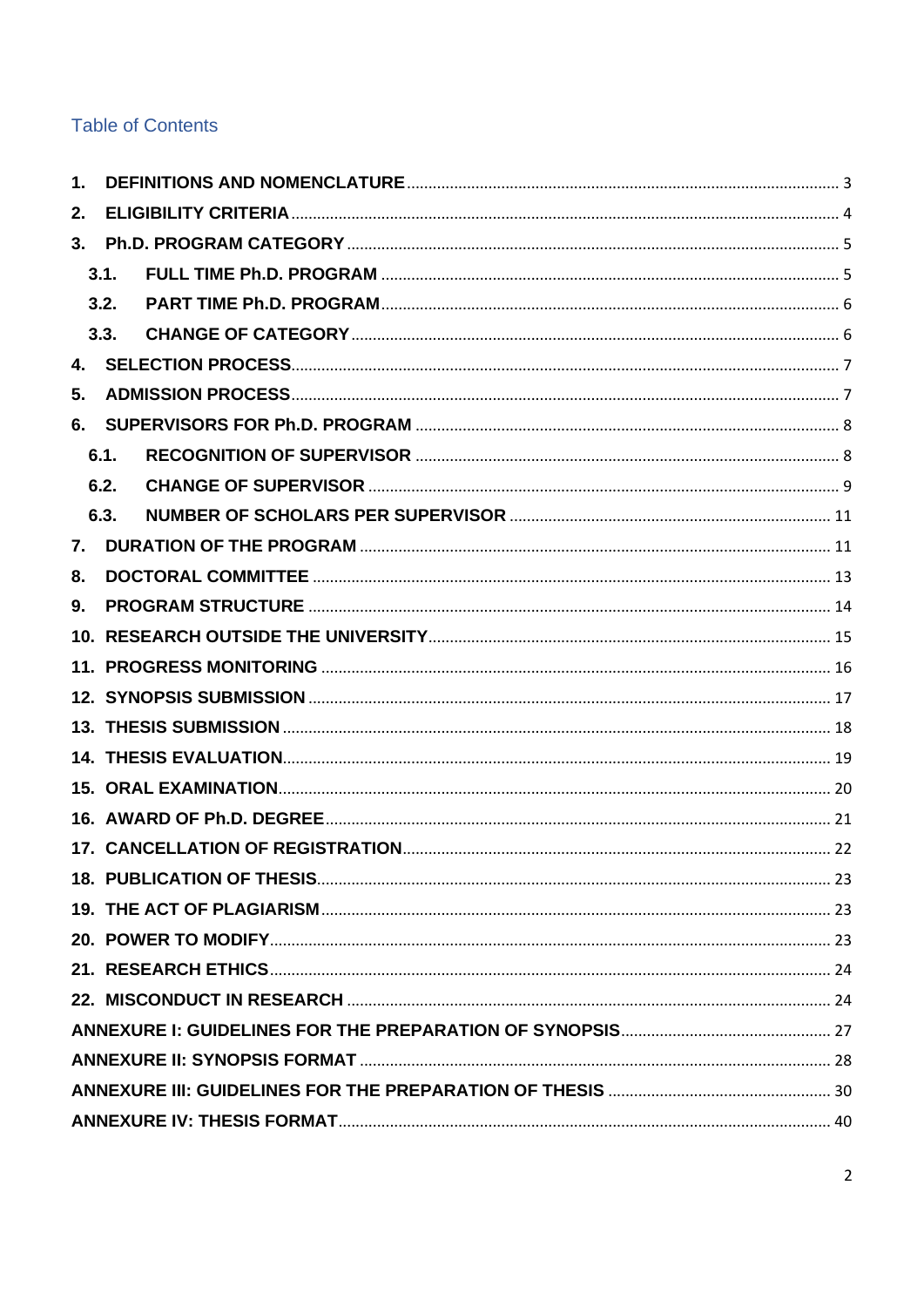## Table of Contents

1. **DEFINITIONS AND NOMENCLATURE** .......... 3
2. **ELIGIBILITY CRITERIA** .......... 4
3. **Ph.D. PROGRAM CATEGORY** .......... 5
   - 3.1. **FULL TIME Ph.D. PROGRAM** .......... 5
   - 3.2. **PART TIME Ph.D. PROGRAM** .......... 6
   - 3.3. **CHANGE OF CATEGORY** .......... 6
4. **SELECTION PROCESS** .......... 7
5. **ADMISSION PROCESS** .......... 7
6. **SUPERVISORS FOR Ph.D. PROGRAM** .......... 8
   - 6.1. **RECOGNITION OF SUPERVISOR** .......... 8
   - 6.2. **CHANGE OF SUPERVISOR** .......... 9
   - 6.3. **NUMBER OF SCHOLARS PER SUPERVISOR** .......... 11
7. **DURATION OF THE PROGRAM** .......... 11
8. **DOCTORAL COMMITTEE** .......... 13
9. **PROGRAM STRUCTURE** .......... 14
10. **RESEARCH OUTSIDE THE UNIVERSITY** .......... 15
11. **PROGRESS MONITORING** .......... 16
12. **SYNOPSIS SUBMISSION** .......... 17
13. **THESIS SUBMISSION** .......... 18
14. **THESIS EVALUATION** .......... 19
15. **ORAL EXAMINATION** .......... 20
16. **AWARD OF Ph.D. DEGREE** .......... 21
17. **CANCELLATION OF REGISTRATION** .......... 22
18. **PUBLICATION OF THESIS** .......... 23
19. **THE ACT OF PLAGIARISM** .......... 23
20. **POWER TO MODIFY** .......... 23
21. **RESEARCH ETHICS** .......... 24
22. **MISCONDUCT IN RESEARCH** .......... 24

**ANNEXURE I: GUIDELINES FOR THE PREPARATION OF SYNOPSIS** .......... 27

**ANNEXURE II: SYNOPSIS FORMAT** .......... 28

**ANNEXURE III: GUIDELINES FOR THE PREPARATION OF THESIS** .......... 30

**ANNEXURE IV: THESIS FORMAT** .......... 40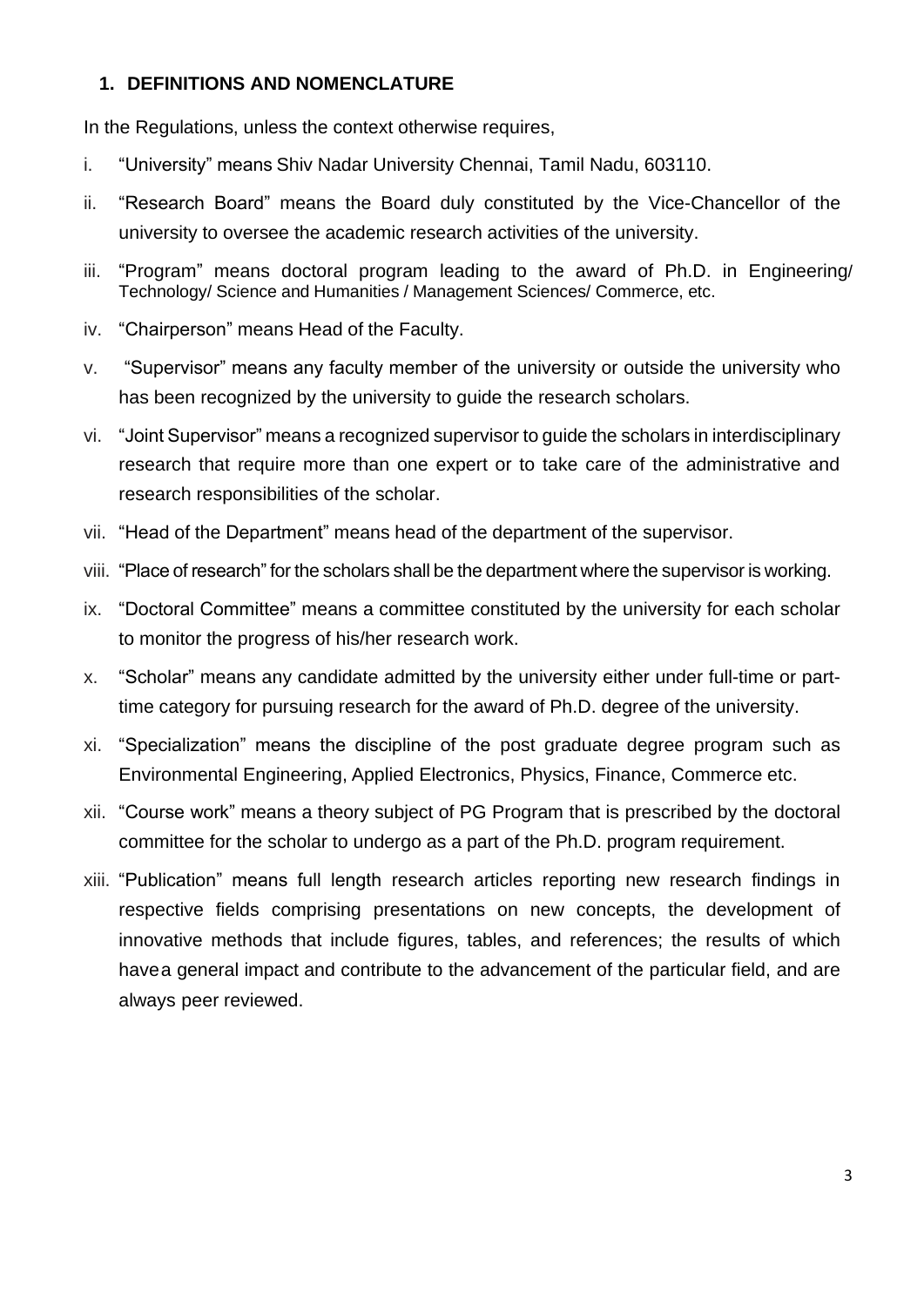## 1. DEFINITIONS AND NOMENCLATURE

In the Regulations, unless the context otherwise requires,

i. "University" means Shiv Nadar University Chennai, Tamil Nadu, 603110.

ii. "Research Board" means the Board duly constituted by the Vice-Chancellor of the university to oversee the academic research activities of the university.

iii. "Program" means doctoral program leading to the award of Ph.D. in Engineering/ Technology/ Science and Humanities / Management Sciences/ Commerce, etc.

iv. "Chairperson" means Head of the Faculty.

v. "Supervisor" means any faculty member of the university or outside the university who has been recognized by the university to guide the research scholars.

vi. "Joint Supervisor" means a recognized supervisor to guide the scholars in interdisciplinary research that require more than one expert or to take care of the administrative and research responsibilities of the scholar.

vii. "Head of the Department" means head of the department of the supervisor.

viii. "Place of research" for the scholars shall be the department where the supervisor is working.

ix. "Doctoral Committee" means a committee constituted by the university for each scholar to monitor the progress of his/her research work.

x. "Scholar" means any candidate admitted by the university either under full-time or part-time category for pursuing research for the award of Ph.D. degree of the university.

xi. "Specialization" means the discipline of the post graduate degree program such as Environmental Engineering, Applied Electronics, Physics, Finance, Commerce etc.

xii. "Course work" means a theory subject of PG Program that is prescribed by the doctoral committee for the scholar to undergo as a part of the Ph.D. program requirement.

xiii. "Publication" means full length research articles reporting new research findings in respective fields comprising presentations on new concepts, the development of innovative methods that include figures, tables, and references; the results of which havea general impact and contribute to the advancement of the particular field, and are always peer reviewed.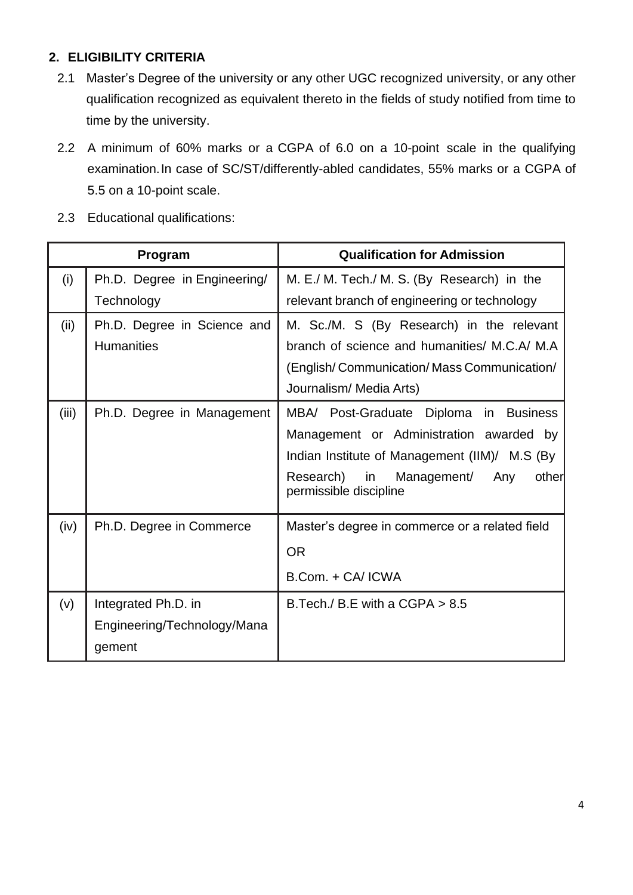## 2. ELIGIBILITY CRITERIA

2.1 Master's Degree of the university or any other UGC recognized university, or any other qualification recognized as equivalent thereto in the fields of study notified from time to time by the university.

2.2 A minimum of 60% marks or a CGPA of 6.0 on a 10-point scale in the qualifying examination. In case of SC/ST/differently-abled candidates, 55% marks or a CGPA of 5.5 on a 10-point scale.

2.3 Educational qualifications:

| Program | | Qualification for Admission |
|---|---|---|
| (i) | Ph.D. Degree in Engineering/ Technology | M. E./ M. Tech./ M. S. (By Research) in the relevant branch of engineering or technology |
| (ii) | Ph.D. Degree in Science and Humanities | M. Sc./M. S (By Research) in the relevant branch of science and humanities/ M.C.A/ M.A (English/ Communication/ Mass Communication/ Journalism/ Media Arts) |
| (iii) | Ph.D. Degree in Management | MBA/ Post-Graduate Diploma in Business Management or Administration awarded by Indian Institute of Management (IIM)/ M.S (By Research) in Management/ Any other permissible discipline |
| (iv) | Ph.D. Degree in Commerce | Master's degree in commerce or a related field<br>OR<br>B.Com. + CA/ ICWA |
| (v) | Integrated Ph.D. in Engineering/Technology/Management | B.Tech./ B.E with a CGPA > 8.5 |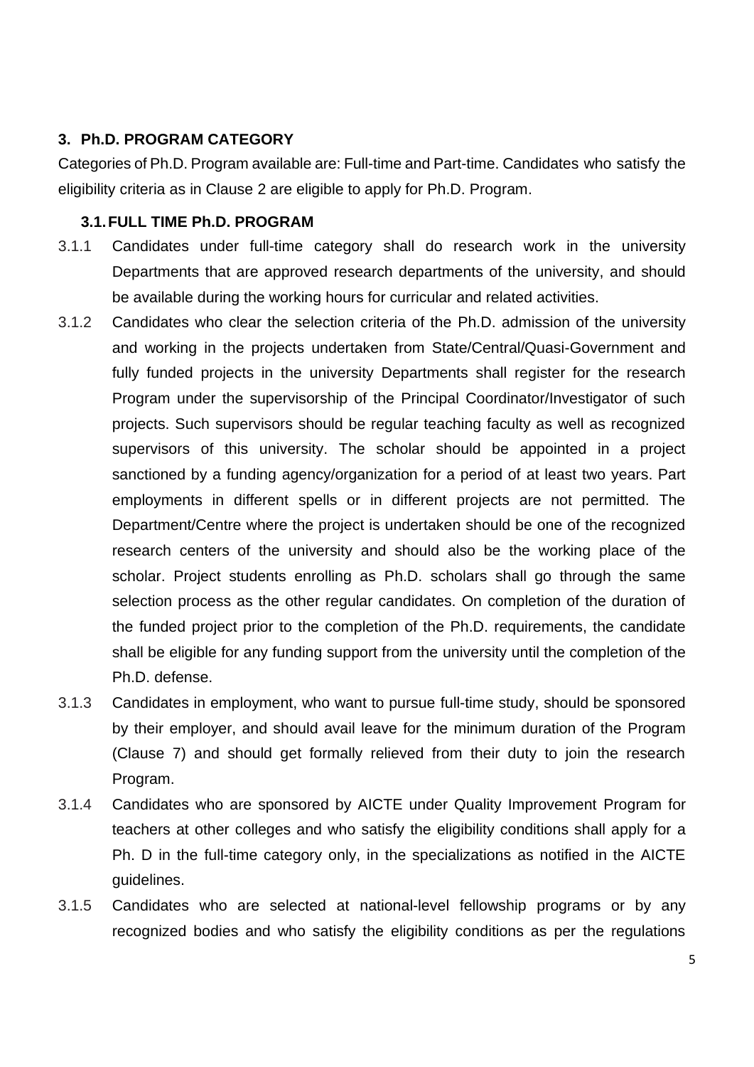## 3. Ph.D. PROGRAM CATEGORY

Categories of Ph.D. Program available are: Full-time and Part-time. Candidates who satisfy the eligibility criteria as in Clause 2 are eligible to apply for Ph.D. Program.

### 3.1. FULL TIME Ph.D. PROGRAM

3.1.1 Candidates under full-time category shall do research work in the university Departments that are approved research departments of the university, and should be available during the working hours for curricular and related activities.

3.1.2 Candidates who clear the selection criteria of the Ph.D. admission of the university and working in the projects undertaken from State/Central/Quasi-Government and fully funded projects in the university Departments shall register for the research Program under the supervisorship of the Principal Coordinator/Investigator of such projects. Such supervisors should be regular teaching faculty as well as recognized supervisors of this university. The scholar should be appointed in a project sanctioned by a funding agency/organization for a period of at least two years. Part employments in different spells or in different projects are not permitted. The Department/Centre where the project is undertaken should be one of the recognized research centers of the university and should also be the working place of the scholar. Project students enrolling as Ph.D. scholars shall go through the same selection process as the other regular candidates. On completion of the duration of the funded project prior to the completion of the Ph.D. requirements, the candidate shall be eligible for any funding support from the university until the completion of the Ph.D. defense.

3.1.3 Candidates in employment, who want to pursue full-time study, should be sponsored by their employer, and should avail leave for the minimum duration of the Program (Clause 7) and should get formally relieved from their duty to join the research Program.

3.1.4 Candidates who are sponsored by AICTE under Quality Improvement Program for teachers at other colleges and who satisfy the eligibility conditions shall apply for a Ph. D in the full-time category only, in the specializations as notified in the AICTE guidelines.

3.1.5 Candidates who are selected at national-level fellowship programs or by any recognized bodies and who satisfy the eligibility conditions as per the regulations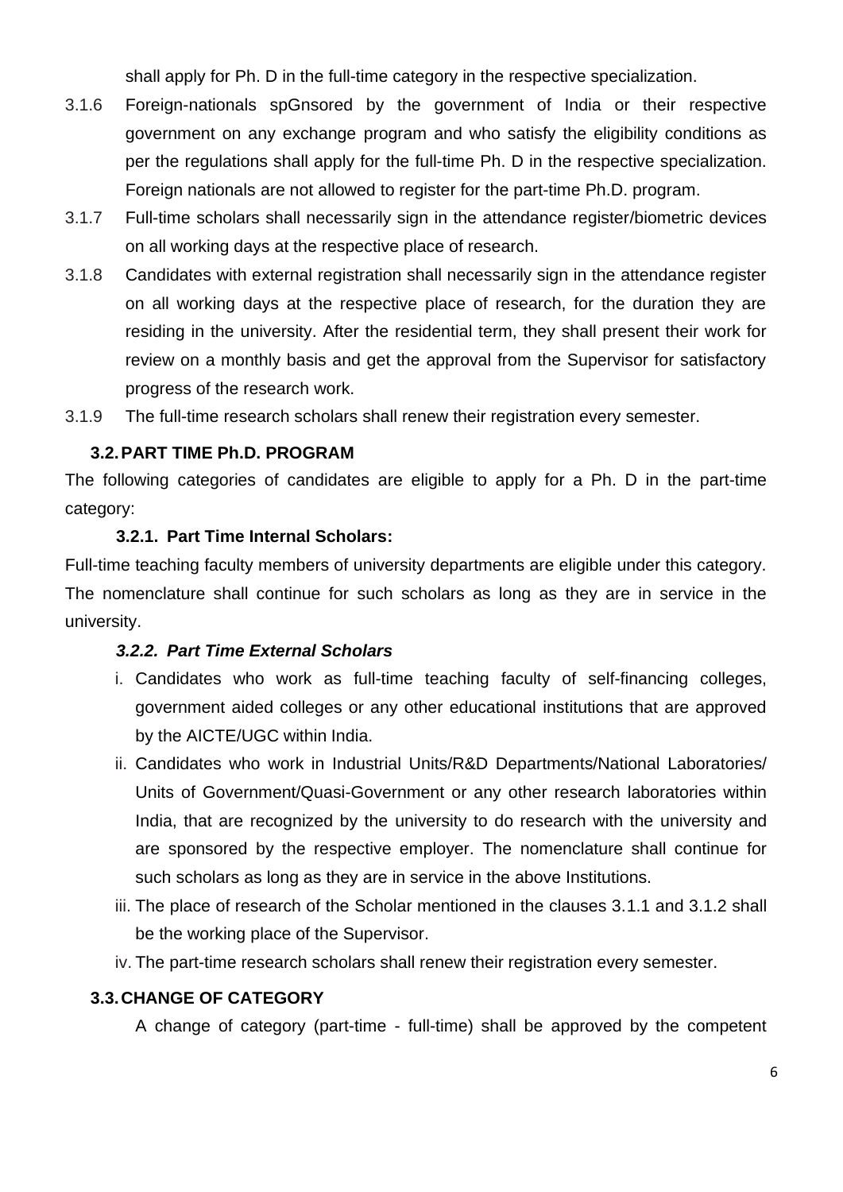shall apply for Ph. D in the full-time category in the respective specialization.

3.1.6 Foreign-nationals spGnsored by the government of India or their respective government on any exchange program and who satisfy the eligibility conditions as per the regulations shall apply for the full-time Ph. D in the respective specialization. Foreign nationals are not allowed to register for the part-time Ph.D. program.

3.1.7 Full-time scholars shall necessarily sign in the attendance register/biometric devices on all working days at the respective place of research.

3.1.8 Candidates with external registration shall necessarily sign in the attendance register on all working days at the respective place of research, for the duration they are residing in the university. After the residential term, they shall present their work for review on a monthly basis and get the approval from the Supervisor for satisfactory progress of the research work.

3.1.9 The full-time research scholars shall renew their registration every semester.

### 3.2. PART TIME Ph.D. PROGRAM

The following categories of candidates are eligible to apply for a Ph. D in the part-time category:

#### 3.2.1. Part Time Internal Scholars:

Full-time teaching faculty members of university departments are eligible under this category. The nomenclature shall continue for such scholars as long as they are in service in the university.

#### *3.2.2. Part Time External Scholars*

i. Candidates who work as full-time teaching faculty of self-financing colleges, government aided colleges or any other educational institutions that are approved by the AICTE/UGC within India.

ii. Candidates who work in Industrial Units/R&D Departments/National Laboratories/ Units of Government/Quasi-Government or any other research laboratories within India, that are recognized by the university to do research with the university and are sponsored by the respective employer. The nomenclature shall continue for such scholars as long as they are in service in the above Institutions.

iii. The place of research of the Scholar mentioned in the clauses 3.1.1 and 3.1.2 shall be the working place of the Supervisor.

iv. The part-time research scholars shall renew their registration every semester.

### 3.3. CHANGE OF CATEGORY

A change of category (part-time - full-time) shall be approved by the competent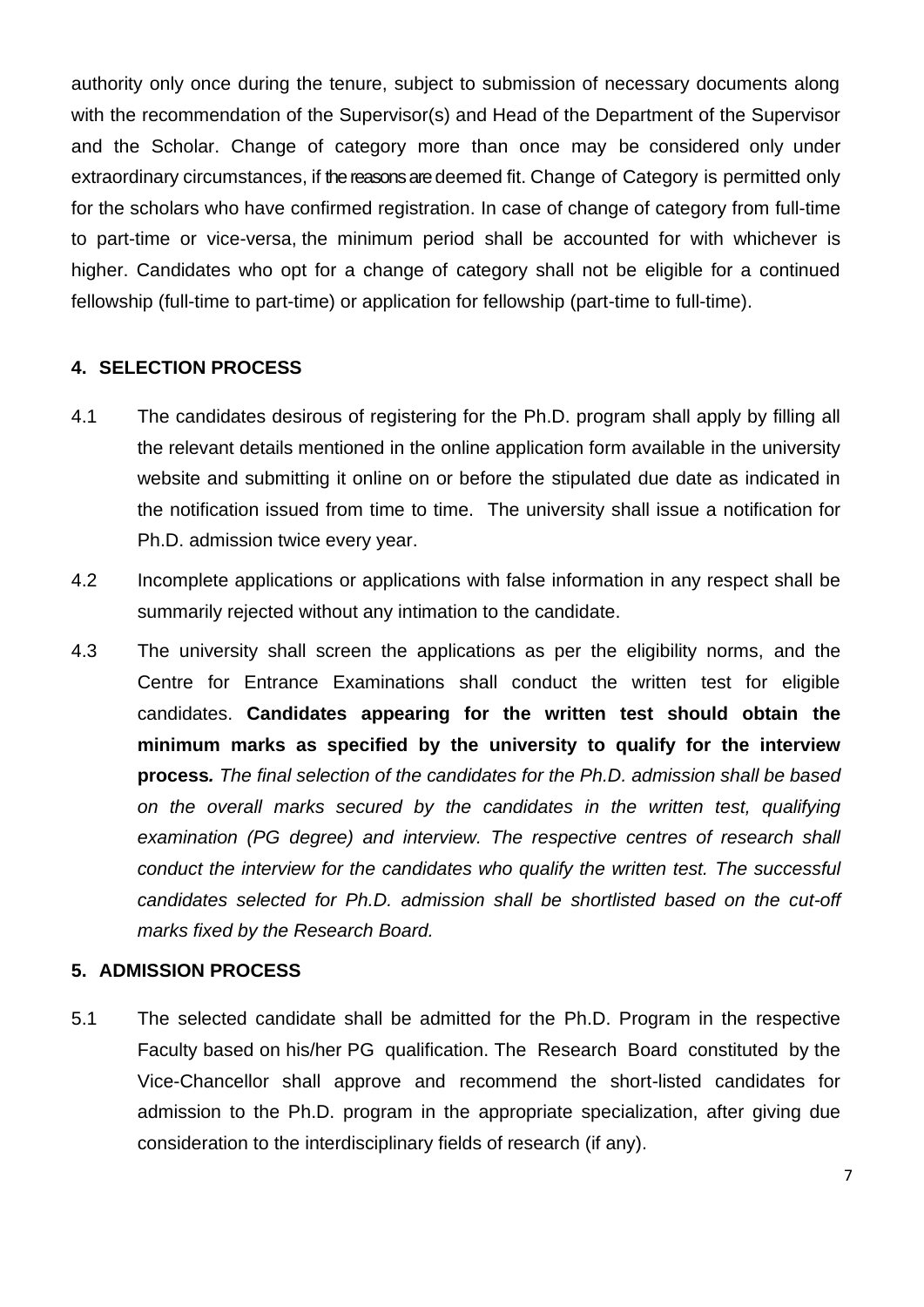authority only once during the tenure, subject to submission of necessary documents along with the recommendation of the Supervisor(s) and Head of the Department of the Supervisor and the Scholar. Change of category more than once may be considered only under extraordinary circumstances, if the reasons are deemed fit. Change of Category is permitted only for the scholars who have confirmed registration. In case of change of category from full-time to part-time or vice-versa, the minimum period shall be accounted for with whichever is higher. Candidates who opt for a change of category shall not be eligible for a continued fellowship (full-time to part-time) or application for fellowship (part-time to full-time).

## 4. SELECTION PROCESS

4.1 The candidates desirous of registering for the Ph.D. program shall apply by filling all the relevant details mentioned in the online application form available in the university website and submitting it online on or before the stipulated due date as indicated in the notification issued from time to time. The university shall issue a notification for Ph.D. admission twice every year.

4.2 Incomplete applications or applications with false information in any respect shall be summarily rejected without any intimation to the candidate.

4.3 The university shall screen the applications as per the eligibility norms, and the Centre for Entrance Examinations shall conduct the written test for eligible candidates. **Candidates appearing for the written test should obtain the minimum marks as specified by the university to qualify for the interview process.** *The final selection of the candidates for the Ph.D. admission shall be based on the overall marks secured by the candidates in the written test, qualifying examination (PG degree) and interview. The respective centres of research shall conduct the interview for the candidates who qualify the written test. The successful candidates selected for Ph.D. admission shall be shortlisted based on the cut-off marks fixed by the Research Board.*

## 5. ADMISSION PROCESS

5.1 The selected candidate shall be admitted for the Ph.D. Program in the respective Faculty based on his/her PG qualification. The Research Board constituted by the Vice-Chancellor shall approve and recommend the short-listed candidates for admission to the Ph.D. program in the appropriate specialization, after giving due consideration to the interdisciplinary fields of research (if any).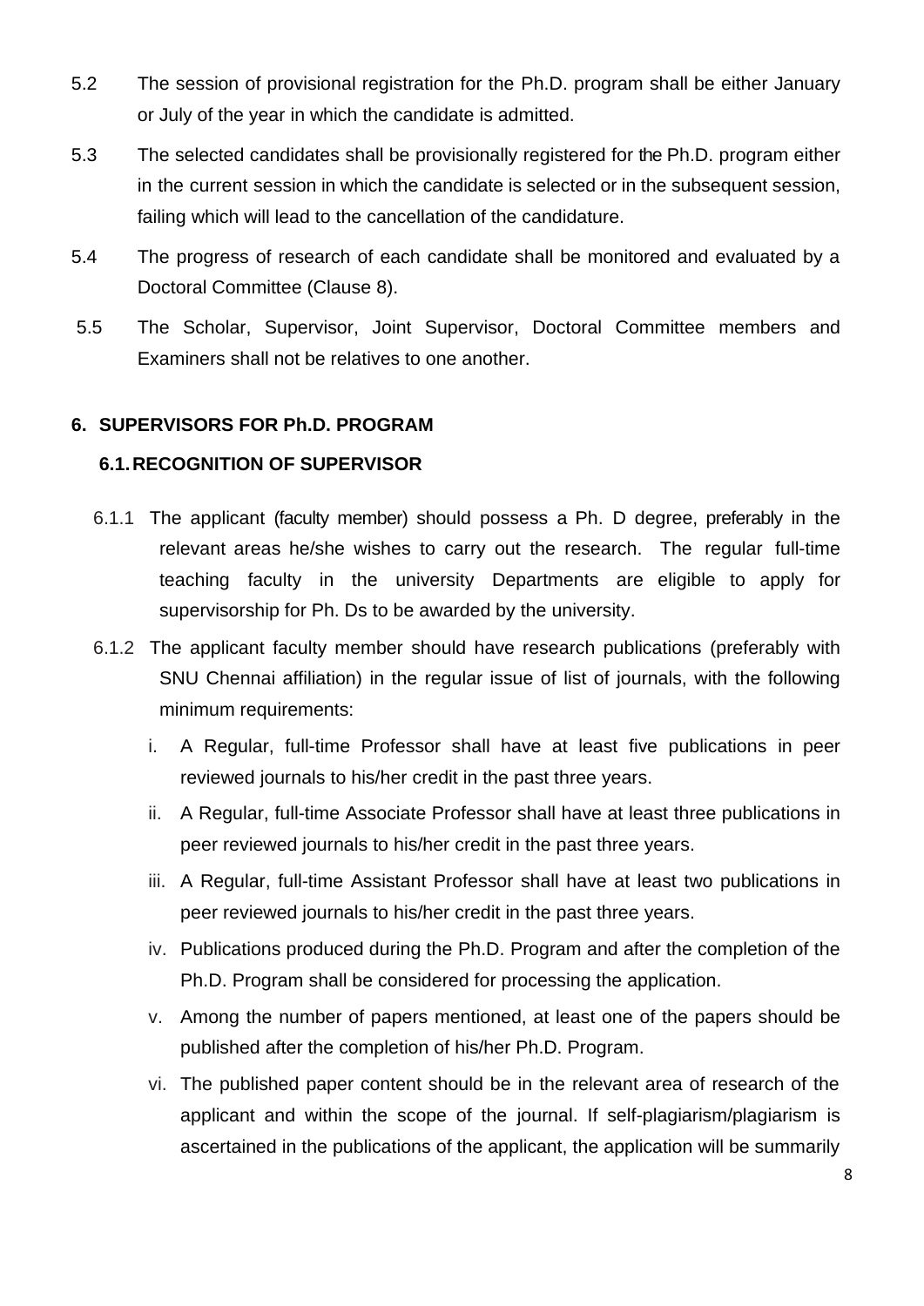5.2 The session of provisional registration for the Ph.D. program shall be either January or July of the year in which the candidate is admitted.

5.3 The selected candidates shall be provisionally registered for the Ph.D. program either in the current session in which the candidate is selected or in the subsequent session, failing which will lead to the cancellation of the candidature.

5.4 The progress of research of each candidate shall be monitored and evaluated by a Doctoral Committee (Clause 8).

5.5 The Scholar, Supervisor, Joint Supervisor, Doctoral Committee members and Examiners shall not be relatives to one another.

## 6. SUPERVISORS FOR Ph.D. PROGRAM

### 6.1. RECOGNITION OF SUPERVISOR

6.1.1 The applicant (faculty member) should possess a Ph. D degree, preferably in the relevant areas he/she wishes to carry out the research. The regular full-time teaching faculty in the university Departments are eligible to apply for supervisorship for Ph. Ds to be awarded by the university.

6.1.2 The applicant faculty member should have research publications (preferably with SNU Chennai affiliation) in the regular issue of list of journals, with the following minimum requirements:

i. A Regular, full-time Professor shall have at least five publications in peer reviewed journals to his/her credit in the past three years.

ii. A Regular, full-time Associate Professor shall have at least three publications in peer reviewed journals to his/her credit in the past three years.

iii. A Regular, full-time Assistant Professor shall have at least two publications in peer reviewed journals to his/her credit in the past three years.

iv. Publications produced during the Ph.D. Program and after the completion of the Ph.D. Program shall be considered for processing the application.

v. Among the number of papers mentioned, at least one of the papers should be published after the completion of his/her Ph.D. Program.

vi. The published paper content should be in the relevant area of research of the applicant and within the scope of the journal. If self-plagiarism/plagiarism is ascertained in the publications of the applicant, the application will be summarily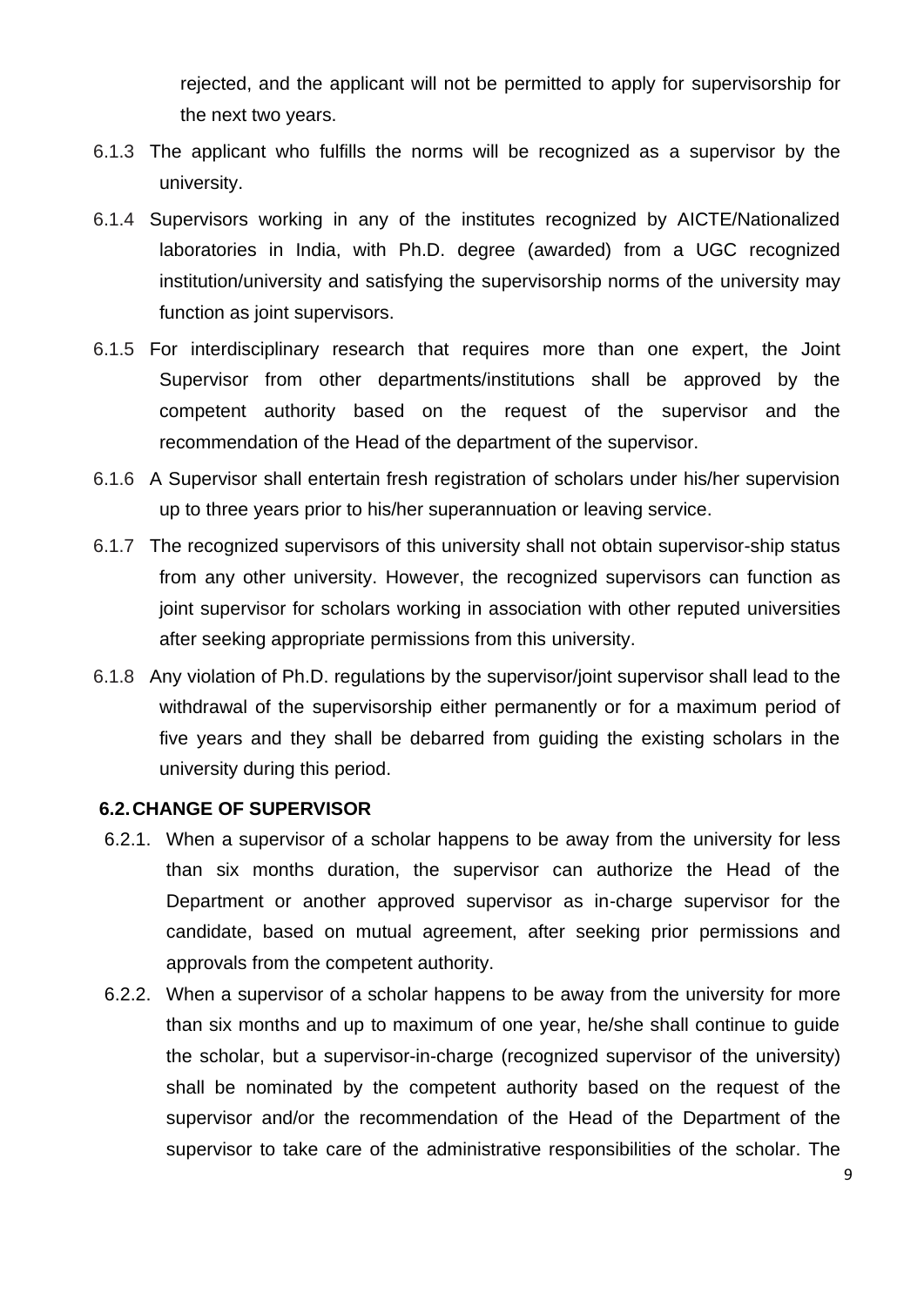rejected, and the applicant will not be permitted to apply for supervisorship for the next two years.

6.1.3 The applicant who fulfills the norms will be recognized as a supervisor by the university.

6.1.4 Supervisors working in any of the institutes recognized by AICTE/Nationalized laboratories in India, with Ph.D. degree (awarded) from a UGC recognized institution/university and satisfying the supervisorship norms of the university may function as joint supervisors.

6.1.5 For interdisciplinary research that requires more than one expert, the Joint Supervisor from other departments/institutions shall be approved by the competent authority based on the request of the supervisor and the recommendation of the Head of the department of the supervisor.

6.1.6 A Supervisor shall entertain fresh registration of scholars under his/her supervision up to three years prior to his/her superannuation or leaving service.

6.1.7 The recognized supervisors of this university shall not obtain supervisor-ship status from any other university. However, the recognized supervisors can function as joint supervisor for scholars working in association with other reputed universities after seeking appropriate permissions from this university.

6.1.8 Any violation of Ph.D. regulations by the supervisor/joint supervisor shall lead to the withdrawal of the supervisorship either permanently or for a maximum period of five years and they shall be debarred from guiding the existing scholars in the university during this period.

**6.2. CHANGE OF SUPERVISOR**

6.2.1. When a supervisor of a scholar happens to be away from the university for less than six months duration, the supervisor can authorize the Head of the Department or another approved supervisor as in-charge supervisor for the candidate, based on mutual agreement, after seeking prior permissions and approvals from the competent authority.

6.2.2. When a supervisor of a scholar happens to be away from the university for more than six months and up to maximum of one year, he/she shall continue to guide the scholar, but a supervisor-in-charge (recognized supervisor of the university) shall be nominated by the competent authority based on the request of the supervisor and/or the recommendation of the Head of the Department of the supervisor to take care of the administrative responsibilities of the scholar. The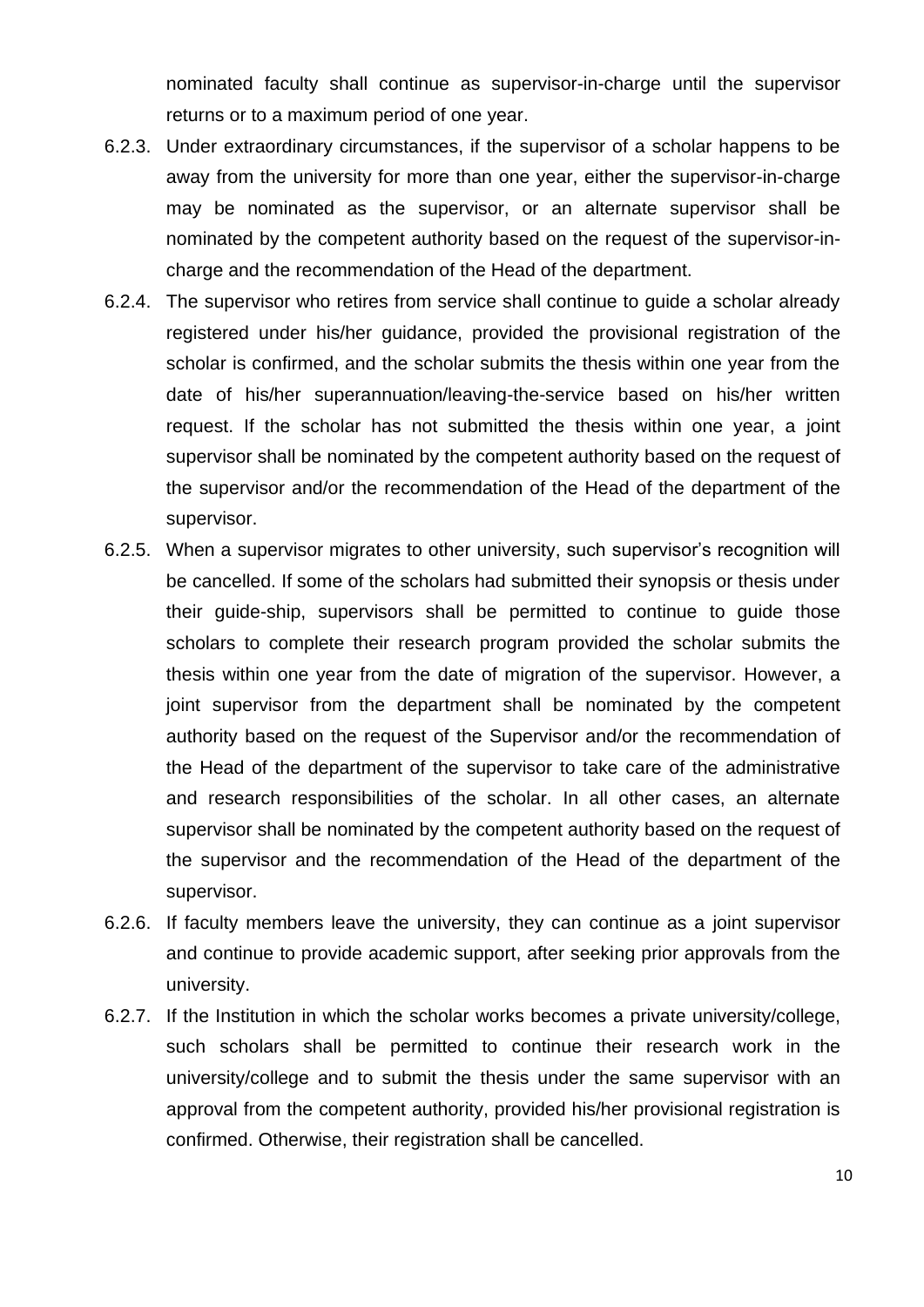nominated faculty shall continue as supervisor-in-charge until the supervisor returns or to a maximum period of one year.

6.2.3. Under extraordinary circumstances, if the supervisor of a scholar happens to be away from the university for more than one year, either the supervisor-in-charge may be nominated as the supervisor, or an alternate supervisor shall be nominated by the competent authority based on the request of the supervisor-in-charge and the recommendation of the Head of the department.

6.2.4. The supervisor who retires from service shall continue to guide a scholar already registered under his/her guidance, provided the provisional registration of the scholar is confirmed, and the scholar submits the thesis within one year from the date of his/her superannuation/leaving-the-service based on his/her written request. If the scholar has not submitted the thesis within one year, a joint supervisor shall be nominated by the competent authority based on the request of the supervisor and/or the recommendation of the Head of the department of the supervisor.

6.2.5. When a supervisor migrates to other university, such supervisor's recognition will be cancelled. If some of the scholars had submitted their synopsis or thesis under their guide-ship, supervisors shall be permitted to continue to guide those scholars to complete their research program provided the scholar submits the thesis within one year from the date of migration of the supervisor. However, a joint supervisor from the department shall be nominated by the competent authority based on the request of the Supervisor and/or the recommendation of the Head of the department of the supervisor to take care of the administrative and research responsibilities of the scholar. In all other cases, an alternate supervisor shall be nominated by the competent authority based on the request of the supervisor and the recommendation of the Head of the department of the supervisor.

6.2.6. If faculty members leave the university, they can continue as a joint supervisor and continue to provide academic support, after seeking prior approvals from the university.

6.2.7. If the Institution in which the scholar works becomes a private university/college, such scholars shall be permitted to continue their research work in the university/college and to submit the thesis under the same supervisor with an approval from the competent authority, provided his/her provisional registration is confirmed. Otherwise, their registration shall be cancelled.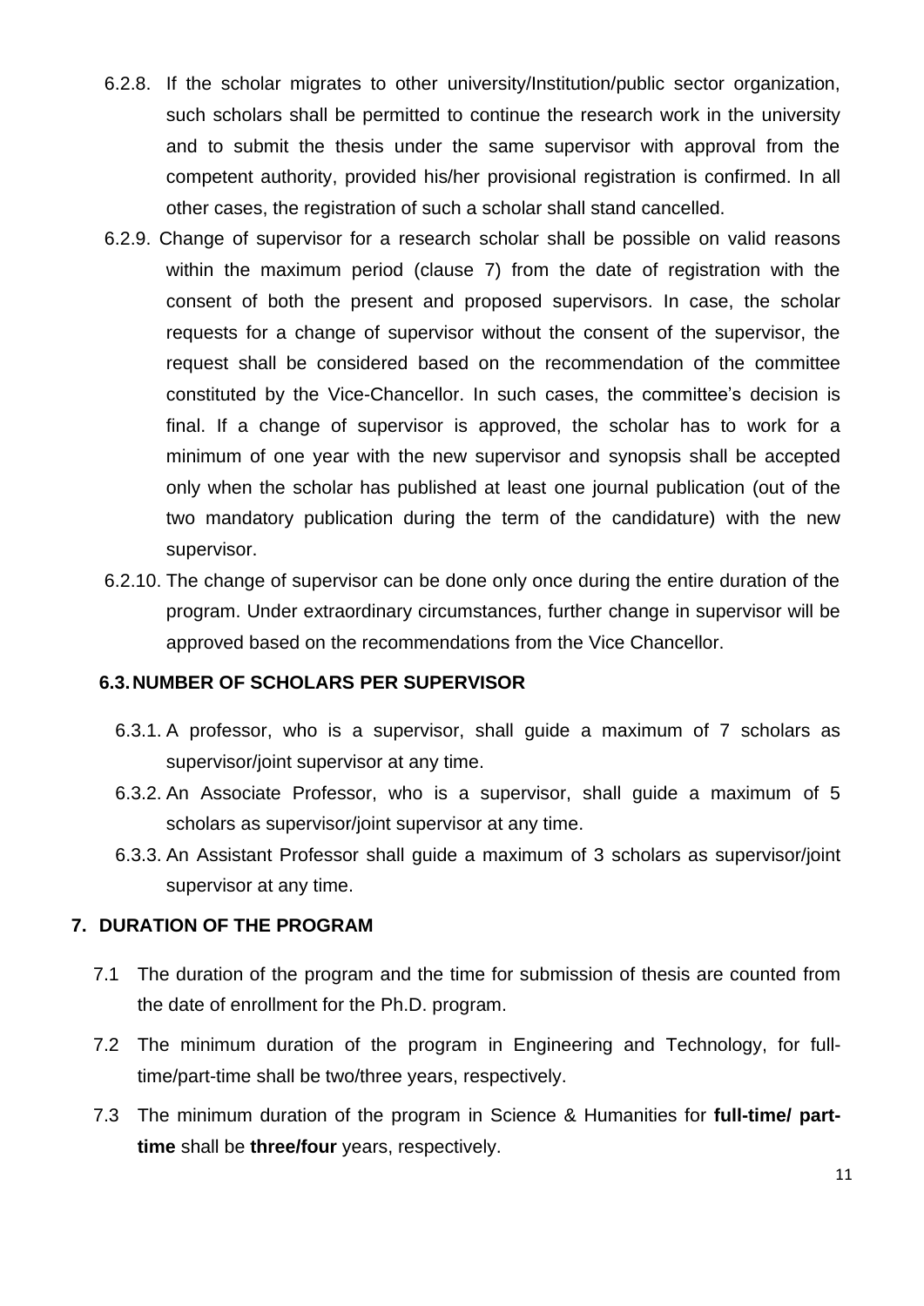6.2.8. If the scholar migrates to other university/Institution/public sector organization, such scholars shall be permitted to continue the research work in the university and to submit the thesis under the same supervisor with approval from the competent authority, provided his/her provisional registration is confirmed. In all other cases, the registration of such a scholar shall stand cancelled.

6.2.9. Change of supervisor for a research scholar shall be possible on valid reasons within the maximum period (clause 7) from the date of registration with the consent of both the present and proposed supervisors. In case, the scholar requests for a change of supervisor without the consent of the supervisor, the request shall be considered based on the recommendation of the committee constituted by the Vice-Chancellor. In such cases, the committee's decision is final. If a change of supervisor is approved, the scholar has to work for a minimum of one year with the new supervisor and synopsis shall be accepted only when the scholar has published at least one journal publication (out of the two mandatory publication during the term of the candidature) with the new supervisor.

6.2.10. The change of supervisor can be done only once during the entire duration of the program. Under extraordinary circumstances, further change in supervisor will be approved based on the recommendations from the Vice Chancellor.

### 6.3. NUMBER OF SCHOLARS PER SUPERVISOR

6.3.1. A professor, who is a supervisor, shall guide a maximum of 7 scholars as supervisor/joint supervisor at any time.

6.3.2. An Associate Professor, who is a supervisor, shall guide a maximum of 5 scholars as supervisor/joint supervisor at any time.

6.3.3. An Assistant Professor shall guide a maximum of 3 scholars as supervisor/joint supervisor at any time.

## 7. DURATION OF THE PROGRAM

7.1 The duration of the program and the time for submission of thesis are counted from the date of enrollment for the Ph.D. program.

7.2 The minimum duration of the program in Engineering and Technology, for full-time/part-time shall be two/three years, respectively.

7.3 The minimum duration of the program in Science & Humanities for **full-time/ part-time** shall be **three/four** years, respectively.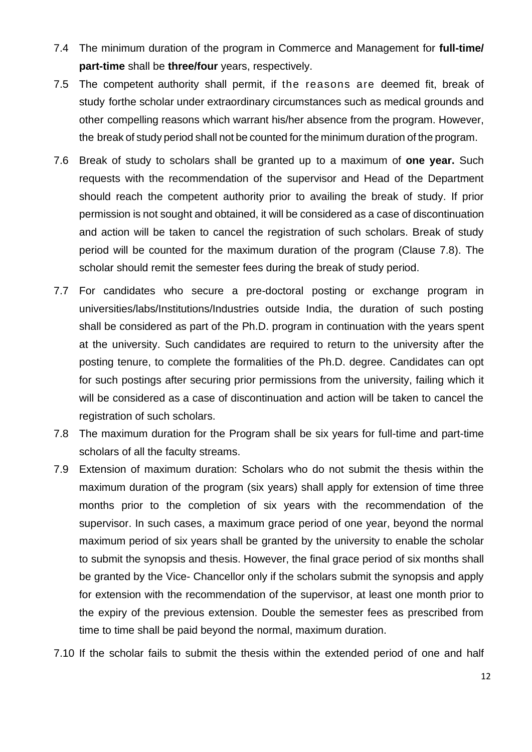7.4 The minimum duration of the program in Commerce and Management for **full-time/ part-time** shall be **three/four** years, respectively.

7.5 The competent authority shall permit, if the reasons are deemed fit, break of study forthe scholar under extraordinary circumstances such as medical grounds and other compelling reasons which warrant his/her absence from the program. However, the break of study period shall not be counted for the minimum duration of the program.

7.6 Break of study to scholars shall be granted up to a maximum of **one year.** Such requests with the recommendation of the supervisor and Head of the Department should reach the competent authority prior to availing the break of study. If prior permission is not sought and obtained, it will be considered as a case of discontinuation and action will be taken to cancel the registration of such scholars. Break of study period will be counted for the maximum duration of the program (Clause 7.8). The scholar should remit the semester fees during the break of study period.

7.7 For candidates who secure a pre-doctoral posting or exchange program in universities/labs/Institutions/Industries outside India, the duration of such posting shall be considered as part of the Ph.D. program in continuation with the years spent at the university. Such candidates are required to return to the university after the posting tenure, to complete the formalities of the Ph.D. degree. Candidates can opt for such postings after securing prior permissions from the university, failing which it will be considered as a case of discontinuation and action will be taken to cancel the registration of such scholars.

7.8 The maximum duration for the Program shall be six years for full-time and part-time scholars of all the faculty streams.

7.9 Extension of maximum duration: Scholars who do not submit the thesis within the maximum duration of the program (six years) shall apply for extension of time three months prior to the completion of six years with the recommendation of the supervisor. In such cases, a maximum grace period of one year, beyond the normal maximum period of six years shall be granted by the university to enable the scholar to submit the synopsis and thesis. However, the final grace period of six months shall be granted by the Vice- Chancellor only if the scholars submit the synopsis and apply for extension with the recommendation of the supervisor, at least one month prior to the expiry of the previous extension. Double the semester fees as prescribed from time to time shall be paid beyond the normal, maximum duration.

7.10 If the scholar fails to submit the thesis within the extended period of one and half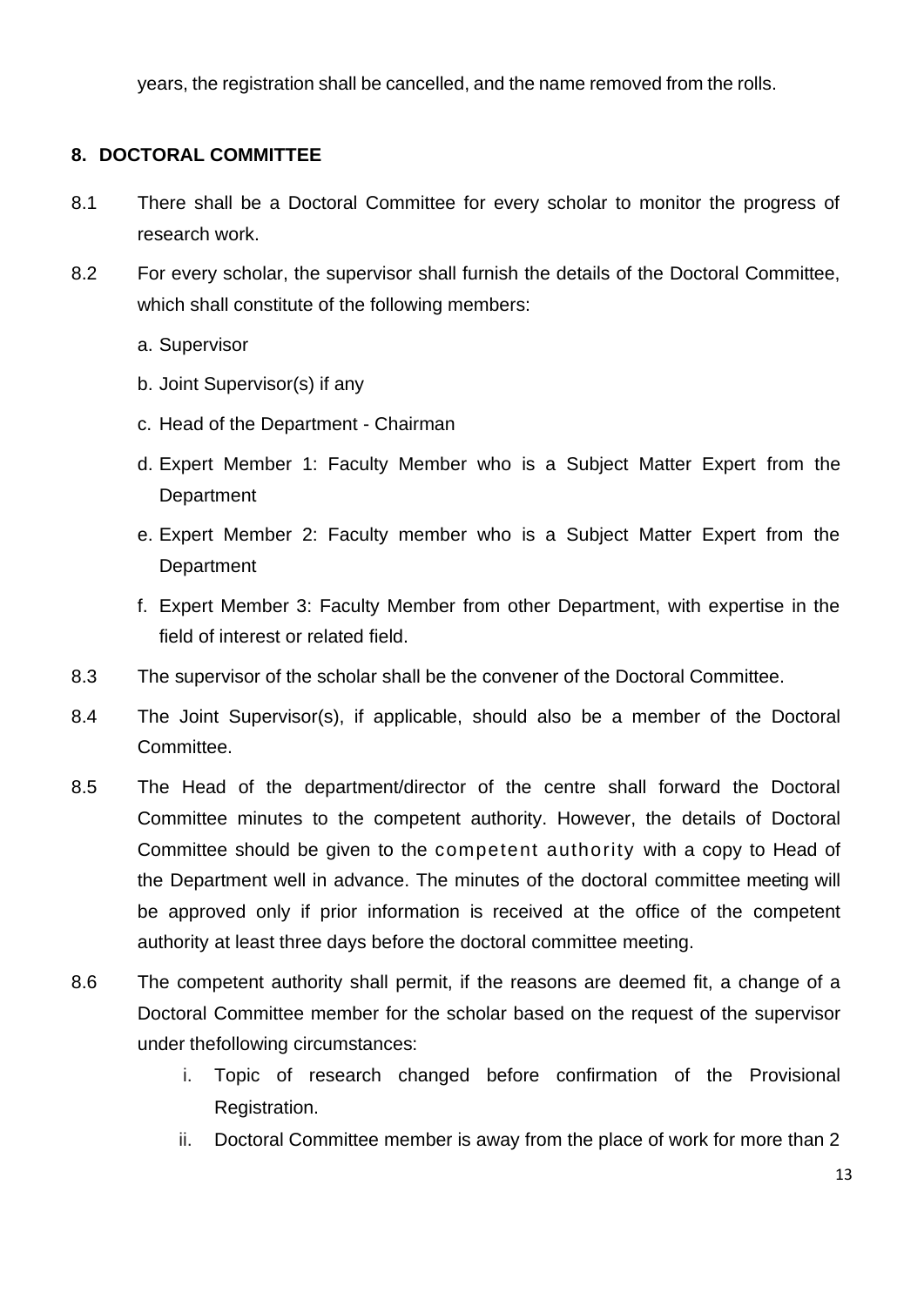years, the registration shall be cancelled, and the name removed from the rolls.

## 8. DOCTORAL COMMITTEE

8.1 There shall be a Doctoral Committee for every scholar to monitor the progress of research work.

8.2 For every scholar, the supervisor shall furnish the details of the Doctoral Committee, which shall constitute of the following members:

a. Supervisor

b. Joint Supervisor(s) if any

c. Head of the Department - Chairman

d. Expert Member 1: Faculty Member who is a Subject Matter Expert from the Department

e. Expert Member 2: Faculty member who is a Subject Matter Expert from the Department

f. Expert Member 3: Faculty Member from other Department, with expertise in the field of interest or related field.

8.3 The supervisor of the scholar shall be the convener of the Doctoral Committee.

8.4 The Joint Supervisor(s), if applicable, should also be a member of the Doctoral Committee.

8.5 The Head of the department/director of the centre shall forward the Doctoral Committee minutes to the competent authority. However, the details of Doctoral Committee should be given to the competent authority with a copy to Head of the Department well in advance. The minutes of the doctoral committee meeting will be approved only if prior information is received at the office of the competent authority at least three days before the doctoral committee meeting.

8.6 The competent authority shall permit, if the reasons are deemed fit, a change of a Doctoral Committee member for the scholar based on the request of the supervisor under thefollowing circumstances:

i. Topic of research changed before confirmation of the Provisional Registration.

ii. Doctoral Committee member is away from the place of work for more than 2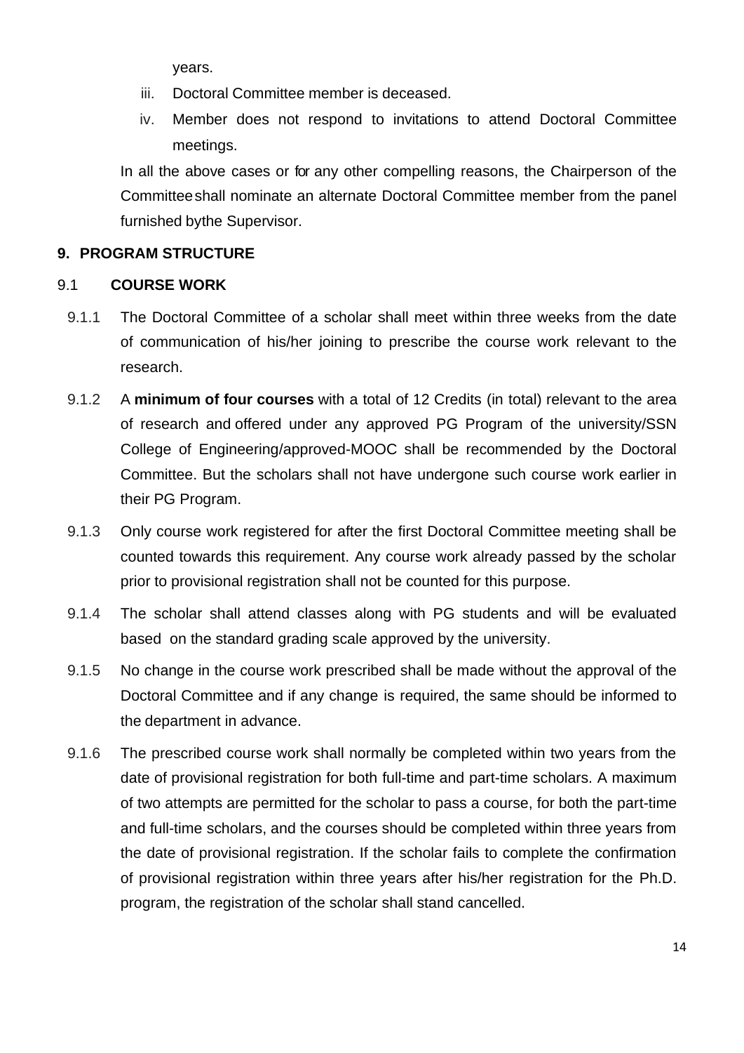years.

iii. Doctoral Committee member is deceased.

iv. Member does not respond to invitations to attend Doctoral Committee meetings.

In all the above cases or for any other compelling reasons, the Chairperson of the Committee shall nominate an alternate Doctoral Committee member from the panel furnished by the Supervisor.

## 9. PROGRAM STRUCTURE

### 9.1 COURSE WORK

9.1.1 The Doctoral Committee of a scholar shall meet within three weeks from the date of communication of his/her joining to prescribe the course work relevant to the research.

9.1.2 A **minimum of four courses** with a total of 12 Credits (in total) relevant to the area of research and offered under any approved PG Program of the university/SSN College of Engineering/approved-MOOC shall be recommended by the Doctoral Committee. But the scholars shall not have undergone such course work earlier in their PG Program.

9.1.3 Only course work registered for after the first Doctoral Committee meeting shall be counted towards this requirement. Any course work already passed by the scholar prior to provisional registration shall not be counted for this purpose.

9.1.4 The scholar shall attend classes along with PG students and will be evaluated based on the standard grading scale approved by the university.

9.1.5 No change in the course work prescribed shall be made without the approval of the Doctoral Committee and if any change is required, the same should be informed to the department in advance.

9.1.6 The prescribed course work shall normally be completed within two years from the date of provisional registration for both full-time and part-time scholars. A maximum of two attempts are permitted for the scholar to pass a course, for both the part-time and full-time scholars, and the courses should be completed within three years from the date of provisional registration. If the scholar fails to complete the confirmation of provisional registration within three years after his/her registration for the Ph.D. program, the registration of the scholar shall stand cancelled.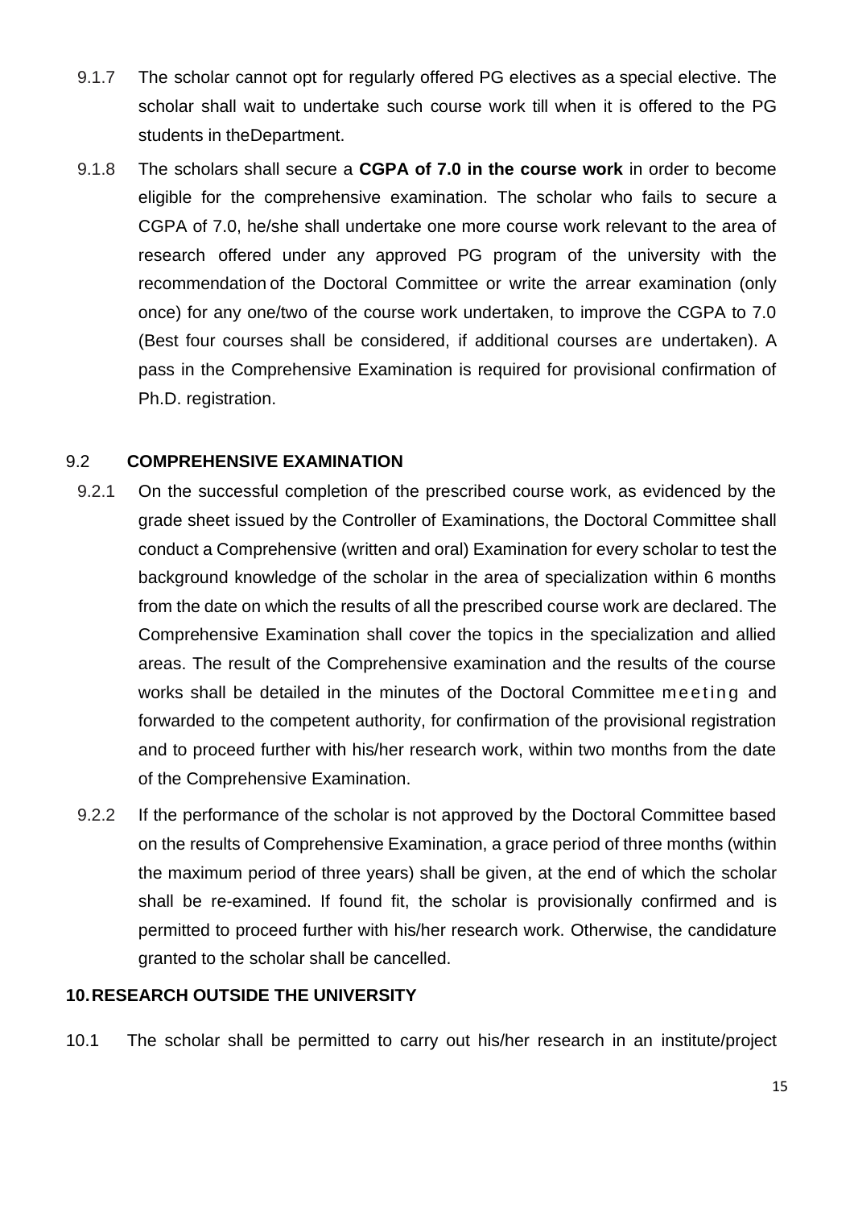9.1.7 The scholar cannot opt for regularly offered PG electives as a special elective. The scholar shall wait to undertake such course work till when it is offered to the PG students in theDepartment.

9.1.8 The scholars shall secure a **CGPA of 7.0 in the course work** in order to become eligible for the comprehensive examination. The scholar who fails to secure a CGPA of 7.0, he/she shall undertake one more course work relevant to the area of research offered under any approved PG program of the university with the recommendation of the Doctoral Committee or write the arrear examination (only once) for any one/two of the course work undertaken, to improve the CGPA to 7.0 (Best four courses shall be considered, if additional courses are undertaken). A pass in the Comprehensive Examination is required for provisional confirmation of Ph.D. registration.

### 9.2 COMPREHENSIVE EXAMINATION

9.2.1 On the successful completion of the prescribed course work, as evidenced by the grade sheet issued by the Controller of Examinations, the Doctoral Committee shall conduct a Comprehensive (written and oral) Examination for every scholar to test the background knowledge of the scholar in the area of specialization within 6 months from the date on which the results of all the prescribed course work are declared. The Comprehensive Examination shall cover the topics in the specialization and allied areas. The result of the Comprehensive examination and the results of the course works shall be detailed in the minutes of the Doctoral Committee meeting and forwarded to the competent authority, for confirmation of the provisional registration and to proceed further with his/her research work, within two months from the date of the Comprehensive Examination.

9.2.2 If the performance of the scholar is not approved by the Doctoral Committee based on the results of Comprehensive Examination, a grace period of three months (within the maximum period of three years) shall be given, at the end of which the scholar shall be re-examined. If found fit, the scholar is provisionally confirmed and is permitted to proceed further with his/her research work. Otherwise, the candidature granted to the scholar shall be cancelled.

## 10. RESEARCH OUTSIDE THE UNIVERSITY

10.1 The scholar shall be permitted to carry out his/her research in an institute/project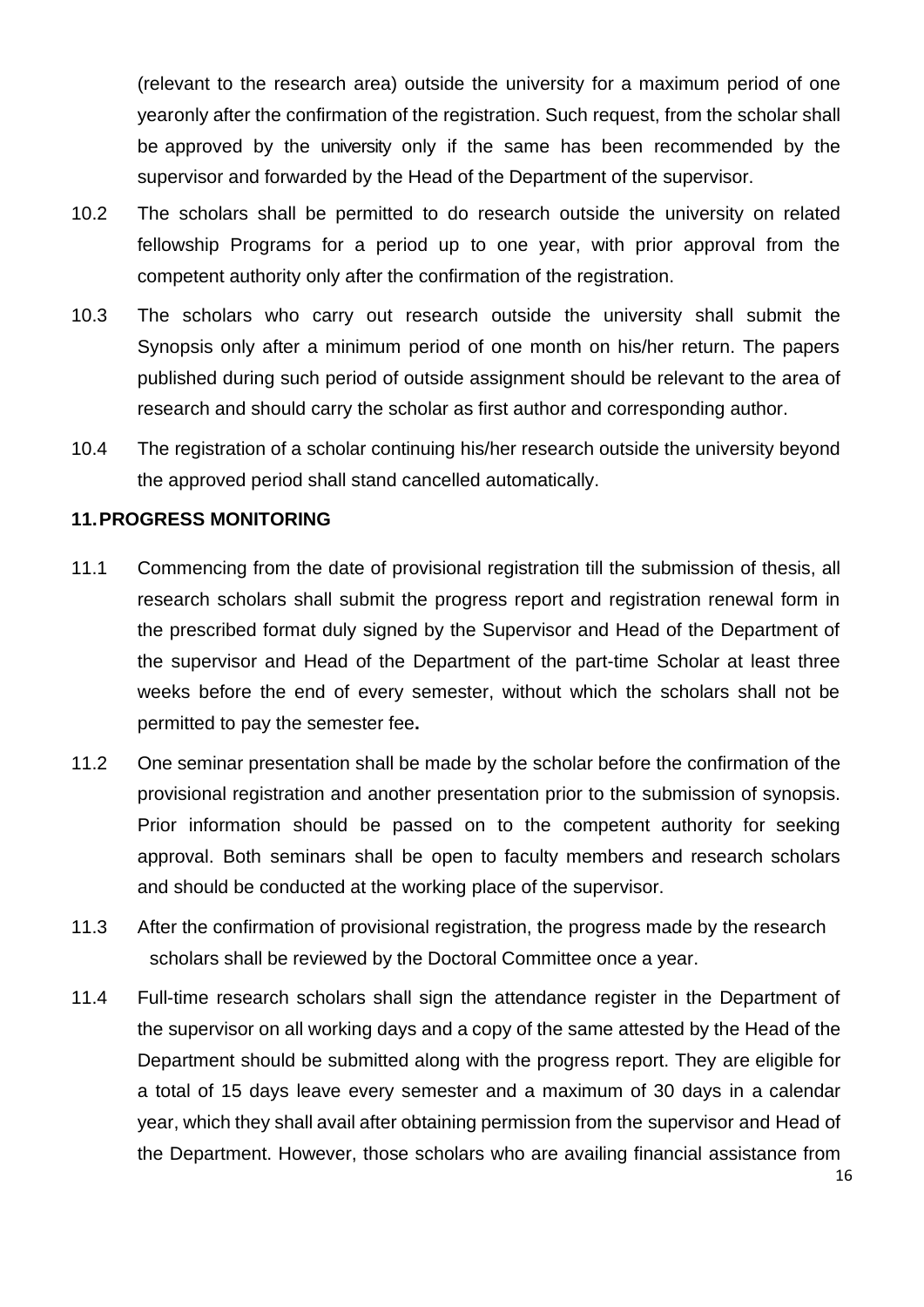(relevant to the research area) outside the university for a maximum period of one yearonly after the confirmation of the registration. Such request, from the scholar shall be approved by the university only if the same has been recommended by the supervisor and forwarded by the Head of the Department of the supervisor.

10.2 The scholars shall be permitted to do research outside the university on related fellowship Programs for a period up to one year, with prior approval from the competent authority only after the confirmation of the registration.

10.3 The scholars who carry out research outside the university shall submit the Synopsis only after a minimum period of one month on his/her return. The papers published during such period of outside assignment should be relevant to the area of research and should carry the scholar as first author and corresponding author.

10.4 The registration of a scholar continuing his/her research outside the university beyond the approved period shall stand cancelled automatically.

## 11. PROGRESS MONITORING

11.1 Commencing from the date of provisional registration till the submission of thesis, all research scholars shall submit the progress report and registration renewal form in the prescribed format duly signed by the Supervisor and Head of the Department of the supervisor and Head of the Department of the part-time Scholar at least three weeks before the end of every semester, without which the scholars shall not be permitted to pay the semester fee**.**

11.2 One seminar presentation shall be made by the scholar before the confirmation of the provisional registration and another presentation prior to the submission of synopsis. Prior information should be passed on to the competent authority for seeking approval. Both seminars shall be open to faculty members and research scholars and should be conducted at the working place of the supervisor.

11.3 After the confirmation of provisional registration, the progress made by the research scholars shall be reviewed by the Doctoral Committee once a year.

11.4 Full-time research scholars shall sign the attendance register in the Department of the supervisor on all working days and a copy of the same attested by the Head of the Department should be submitted along with the progress report. They are eligible for a total of 15 days leave every semester and a maximum of 30 days in a calendar year, which they shall avail after obtaining permission from the supervisor and Head of the Department. However, those scholars who are availing financial assistance from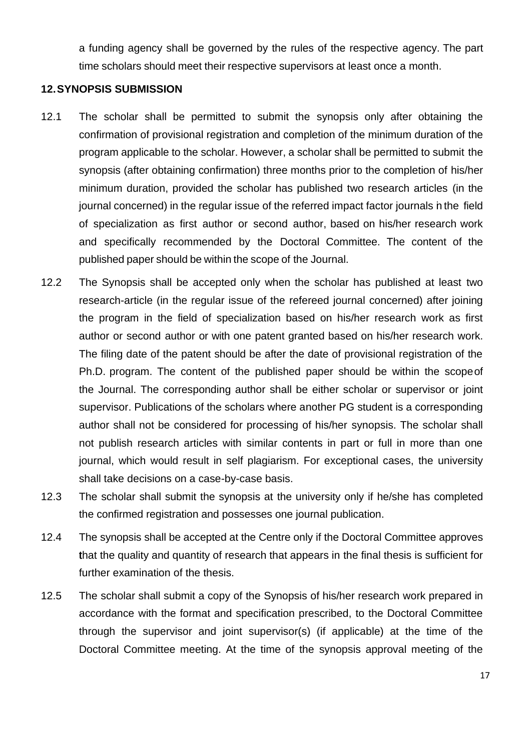a funding agency shall be governed by the rules of the respective agency. The part time scholars should meet their respective supervisors at least once a month.

## 12. SYNOPSIS SUBMISSION

12.1 The scholar shall be permitted to submit the synopsis only after obtaining the confirmation of provisional registration and completion of the minimum duration of the program applicable to the scholar. However, a scholar shall be permitted to submit the synopsis (after obtaining confirmation) three months prior to the completion of his/her minimum duration, provided the scholar has published two research articles (in the journal concerned) in the regular issue of the referred impact factor journals n the field of specialization as first author or second author, based on his/her research work and specifically recommended by the Doctoral Committee. The content of the published paper should be within the scope of the Journal.

12.2 The Synopsis shall be accepted only when the scholar has published at least two research-article (in the regular issue of the refereed journal concerned) after joining the program in the field of specialization based on his/her research work as first author or second author or with one patent granted based on his/her research work. The filing date of the patent should be after the date of provisional registration of the Ph.D. program. The content of the published paper should be within the scope of the Journal. The corresponding author shall be either scholar or supervisor or joint supervisor. Publications of the scholars where another PG student is a corresponding author shall not be considered for processing of his/her synopsis. The scholar shall not publish research articles with similar contents in part or full in more than one journal, which would result in self plagiarism. For exceptional cases, the university shall take decisions on a case-by-case basis.

12.3 The scholar shall submit the synopsis at the university only if he/she has completed the confirmed registration and possesses one journal publication.

12.4 The synopsis shall be accepted at the Centre only if the Doctoral Committee approves that the quality and quantity of research that appears in the final thesis is sufficient for further examination of the thesis.

12.5 The scholar shall submit a copy of the Synopsis of his/her research work prepared in accordance with the format and specification prescribed, to the Doctoral Committee through the supervisor and joint supervisor(s) (if applicable) at the time of the Doctoral Committee meeting. At the time of the synopsis approval meeting of the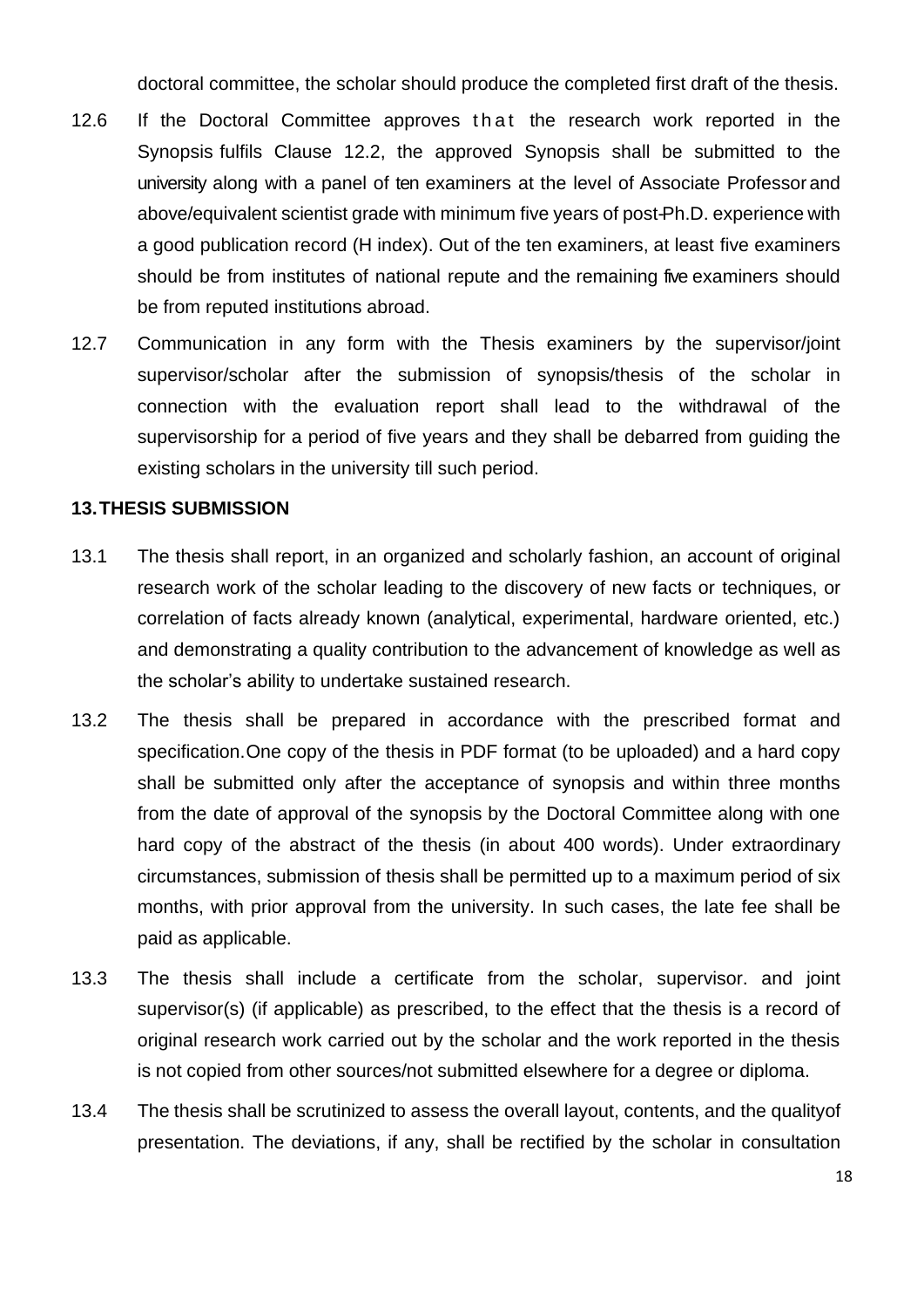doctoral committee, the scholar should produce the completed first draft of the thesis.

12.6 If the Doctoral Committee approves that the research work reported in the Synopsis fulfils Clause 12.2, the approved Synopsis shall be submitted to the university along with a panel of ten examiners at the level of Associate Professor and above/equivalent scientist grade with minimum five years of post-Ph.D. experience with a good publication record (H index). Out of the ten examiners, at least five examiners should be from institutes of national repute and the remaining five examiners should be from reputed institutions abroad.

12.7 Communication in any form with the Thesis examiners by the supervisor/joint supervisor/scholar after the submission of synopsis/thesis of the scholar in connection with the evaluation report shall lead to the withdrawal of the supervisorship for a period of five years and they shall be debarred from guiding the existing scholars in the university till such period.

## 13. THESIS SUBMISSION

13.1 The thesis shall report, in an organized and scholarly fashion, an account of original research work of the scholar leading to the discovery of new facts or techniques, or correlation of facts already known (analytical, experimental, hardware oriented, etc.) and demonstrating a quality contribution to the advancement of knowledge as well as the scholar's ability to undertake sustained research.

13.2 The thesis shall be prepared in accordance with the prescribed format and specification.One copy of the thesis in PDF format (to be uploaded) and a hard copy shall be submitted only after the acceptance of synopsis and within three months from the date of approval of the synopsis by the Doctoral Committee along with one hard copy of the abstract of the thesis (in about 400 words). Under extraordinary circumstances, submission of thesis shall be permitted up to a maximum period of six months, with prior approval from the university. In such cases, the late fee shall be paid as applicable.

13.3 The thesis shall include a certificate from the scholar, supervisor. and joint supervisor(s) (if applicable) as prescribed, to the effect that the thesis is a record of original research work carried out by the scholar and the work reported in the thesis is not copied from other sources/not submitted elsewhere for a degree or diploma.

13.4 The thesis shall be scrutinized to assess the overall layout, contents, and the qualityof presentation. The deviations, if any, shall be rectified by the scholar in consultation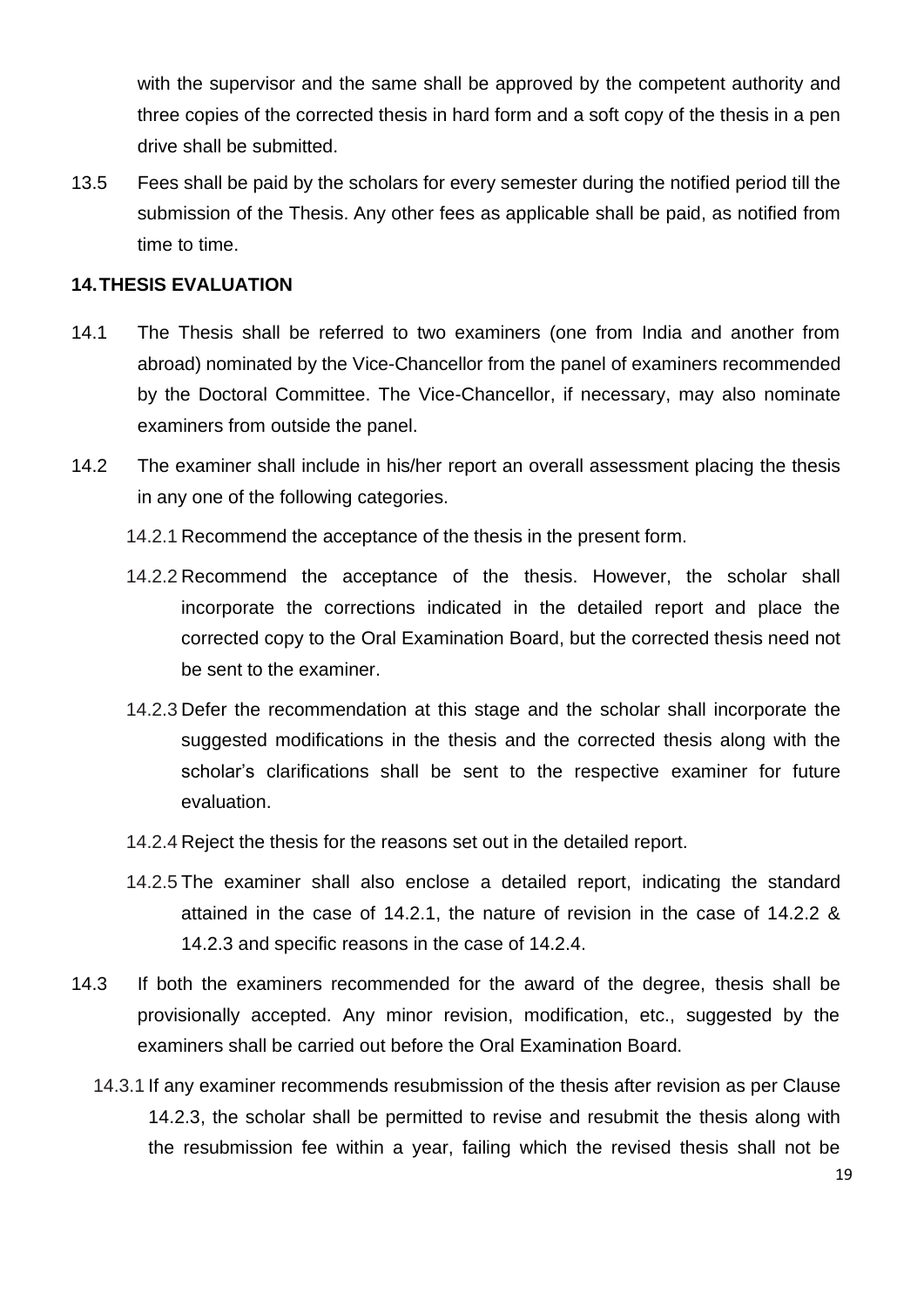with the supervisor and the same shall be approved by the competent authority and three copies of the corrected thesis in hard form and a soft copy of the thesis in a pen drive shall be submitted.

13.5 Fees shall be paid by the scholars for every semester during the notified period till the submission of the Thesis. Any other fees as applicable shall be paid, as notified from time to time.

## 14. THESIS EVALUATION

14.1 The Thesis shall be referred to two examiners (one from India and another from abroad) nominated by the Vice-Chancellor from the panel of examiners recommended by the Doctoral Committee. The Vice-Chancellor, if necessary, may also nominate examiners from outside the panel.

14.2 The examiner shall include in his/her report an overall assessment placing the thesis in any one of the following categories.

14.2.1 Recommend the acceptance of the thesis in the present form.

14.2.2 Recommend the acceptance of the thesis. However, the scholar shall incorporate the corrections indicated in the detailed report and place the corrected copy to the Oral Examination Board, but the corrected thesis need not be sent to the examiner.

14.2.3 Defer the recommendation at this stage and the scholar shall incorporate the suggested modifications in the thesis and the corrected thesis along with the scholar's clarifications shall be sent to the respective examiner for future evaluation.

14.2.4 Reject the thesis for the reasons set out in the detailed report.

14.2.5 The examiner shall also enclose a detailed report, indicating the standard attained in the case of 14.2.1, the nature of revision in the case of 14.2.2 & 14.2.3 and specific reasons in the case of 14.2.4.

14.3 If both the examiners recommended for the award of the degree, thesis shall be provisionally accepted. Any minor revision, modification, etc., suggested by the examiners shall be carried out before the Oral Examination Board.

14.3.1 If any examiner recommends resubmission of the thesis after revision as per Clause 14.2.3, the scholar shall be permitted to revise and resubmit the thesis along with the resubmission fee within a year, failing which the revised thesis shall not be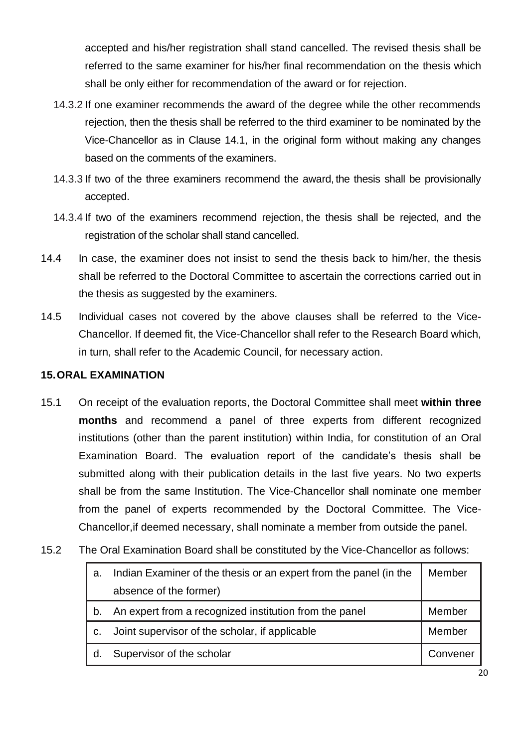accepted and his/her registration shall stand cancelled. The revised thesis shall be referred to the same examiner for his/her final recommendation on the thesis which shall be only either for recommendation of the award or for rejection.

14.3.2 If one examiner recommends the award of the degree while the other recommends rejection, then the thesis shall be referred to the third examiner to be nominated by the Vice-Chancellor as in Clause 14.1, in the original form without making any changes based on the comments of the examiners.

14.3.3 If two of the three examiners recommend the award, the thesis shall be provisionally accepted.

14.3.4 If two of the examiners recommend rejection, the thesis shall be rejected, and the registration of the scholar shall stand cancelled.

14.4 In case, the examiner does not insist to send the thesis back to him/her, the thesis shall be referred to the Doctoral Committee to ascertain the corrections carried out in the thesis as suggested by the examiners.

14.5 Individual cases not covered by the above clauses shall be referred to the Vice-Chancellor. If deemed fit, the Vice-Chancellor shall refer to the Research Board which, in turn, shall refer to the Academic Council, for necessary action.

## 15. ORAL EXAMINATION

15.1 On receipt of the evaluation reports, the Doctoral Committee shall meet **within three months** and recommend a panel of three experts from different recognized institutions (other than the parent institution) within India, for constitution of an Oral Examination Board. The evaluation report of the candidate's thesis shall be submitted along with their publication details in the last five years. No two experts shall be from the same Institution. The Vice-Chancellor shall nominate one member from the panel of experts recommended by the Doctoral Committee. The Vice-Chancellor,if deemed necessary, shall nominate a member from outside the panel.

15.2 The Oral Examination Board shall be constituted by the Vice-Chancellor as follows:

| | | |
|---|---|---|
| a. | Indian Examiner of the thesis or an expert from the panel (in the absence of the former) | Member |
| b. | An expert from a recognized institution from the panel | Member |
| c. | Joint supervisor of the scholar, if applicable | Member |
| d. | Supervisor of the scholar | Convener |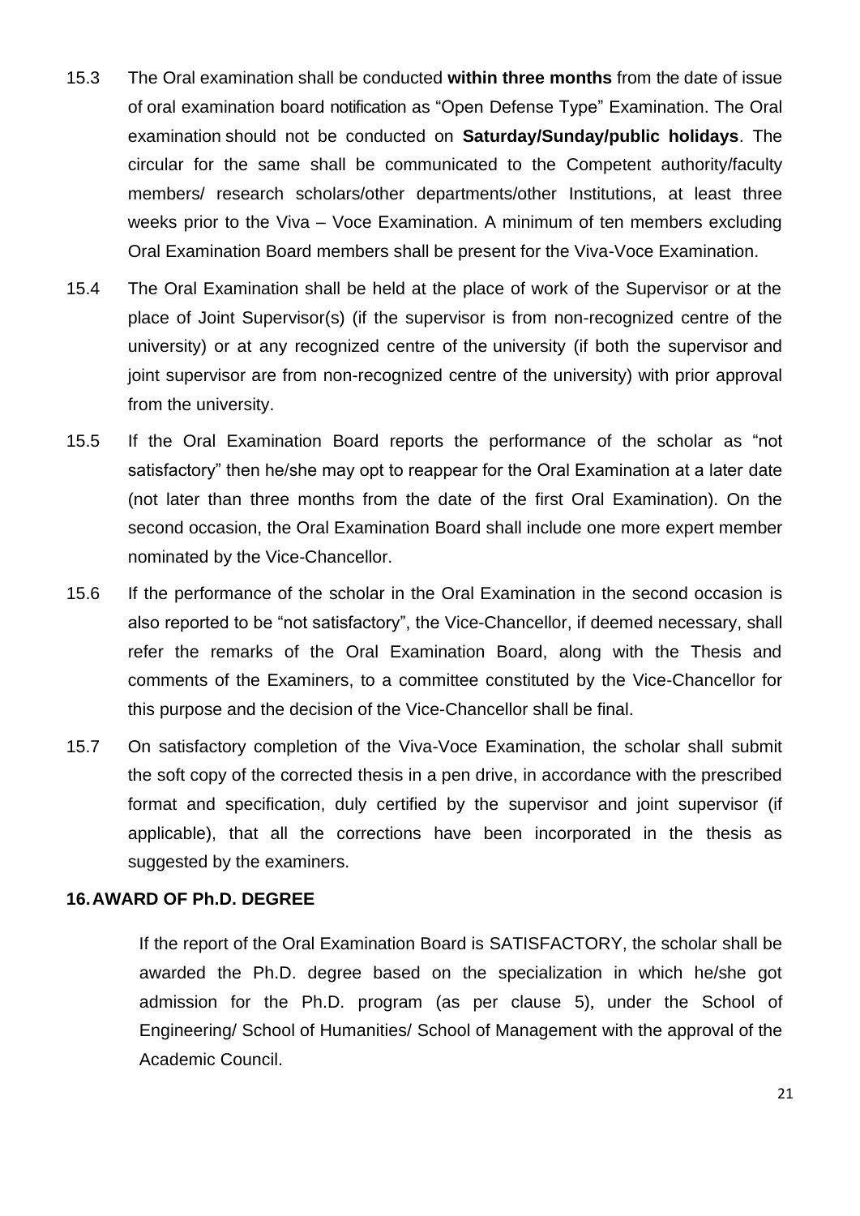15.3 The Oral examination shall be conducted **within three months** from the date of issue of oral examination board notification as "Open Defense Type" Examination. The Oral examination should not be conducted on **Saturday/Sunday/public holidays**. The circular for the same shall be communicated to the Competent authority/faculty members/ research scholars/other departments/other Institutions, at least three weeks prior to the Viva – Voce Examination. A minimum of ten members excluding Oral Examination Board members shall be present for the Viva-Voce Examination.

15.4 The Oral Examination shall be held at the place of work of the Supervisor or at the place of Joint Supervisor(s) (if the supervisor is from non-recognized centre of the university) or at any recognized centre of the university (if both the supervisor and joint supervisor are from non-recognized centre of the university) with prior approval from the university.

15.5 If the Oral Examination Board reports the performance of the scholar as "not satisfactory" then he/she may opt to reappear for the Oral Examination at a later date (not later than three months from the date of the first Oral Examination). On the second occasion, the Oral Examination Board shall include one more expert member nominated by the Vice-Chancellor.

15.6 If the performance of the scholar in the Oral Examination in the second occasion is also reported to be "not satisfactory", the Vice-Chancellor, if deemed necessary, shall refer the remarks of the Oral Examination Board, along with the Thesis and comments of the Examiners, to a committee constituted by the Vice-Chancellor for this purpose and the decision of the Vice-Chancellor shall be final.

15.7 On satisfactory completion of the Viva-Voce Examination, the scholar shall submit the soft copy of the corrected thesis in a pen drive, in accordance with the prescribed format and specification, duly certified by the supervisor and joint supervisor (if applicable), that all the corrections have been incorporated in the thesis as suggested by the examiners.

## 16. AWARD OF Ph.D. DEGREE

If the report of the Oral Examination Board is SATISFACTORY, the scholar shall be awarded the Ph.D. degree based on the specialization in which he/she got admission for the Ph.D. program (as per clause 5), under the School of Engineering/ School of Humanities/ School of Management with the approval of the Academic Council.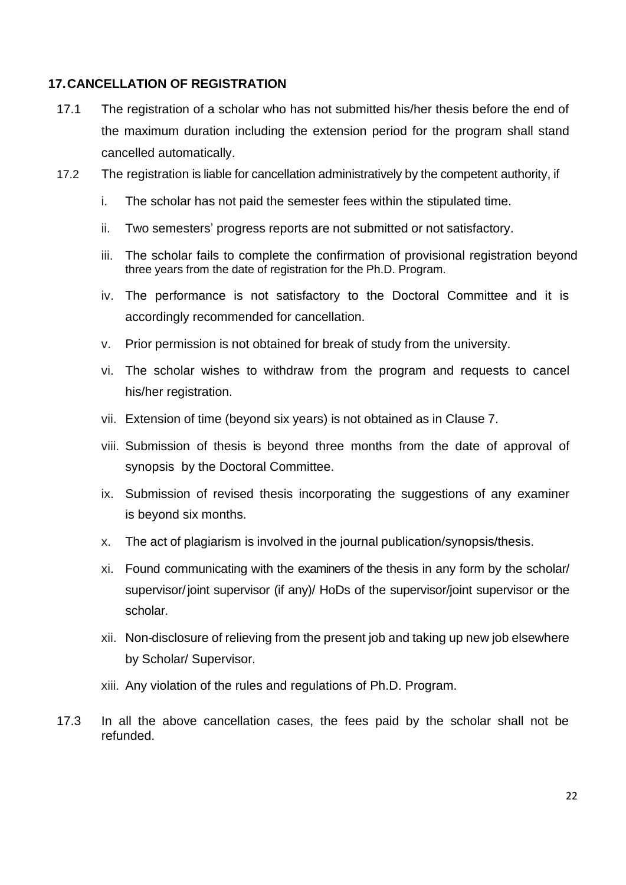## 17. CANCELLATION OF REGISTRATION

17.1 The registration of a scholar who has not submitted his/her thesis before the end of the maximum duration including the extension period for the program shall stand cancelled automatically.

17.2 The registration is liable for cancellation administratively by the competent authority, if

i. The scholar has not paid the semester fees within the stipulated time.

ii. Two semesters' progress reports are not submitted or not satisfactory.

iii. The scholar fails to complete the confirmation of provisional registration beyond three years from the date of registration for the Ph.D. Program.

iv. The performance is not satisfactory to the Doctoral Committee and it is accordingly recommended for cancellation.

v. Prior permission is not obtained for break of study from the university.

vi. The scholar wishes to withdraw from the program and requests to cancel his/her registration.

vii. Extension of time (beyond six years) is not obtained as in Clause 7.

viii. Submission of thesis is beyond three months from the date of approval of synopsis by the Doctoral Committee.

ix. Submission of revised thesis incorporating the suggestions of any examiner is beyond six months.

x. The act of plagiarism is involved in the journal publication/synopsis/thesis.

xi. Found communicating with the examiners of the thesis in any form by the scholar/ supervisor/ joint supervisor (if any)/ HoDs of the supervisor/joint supervisor or the scholar.

xii. Non-disclosure of relieving from the present job and taking up new job elsewhere by Scholar/ Supervisor.

xiii. Any violation of the rules and regulations of Ph.D. Program.

17.3 In all the above cancellation cases, the fees paid by the scholar shall not be refunded.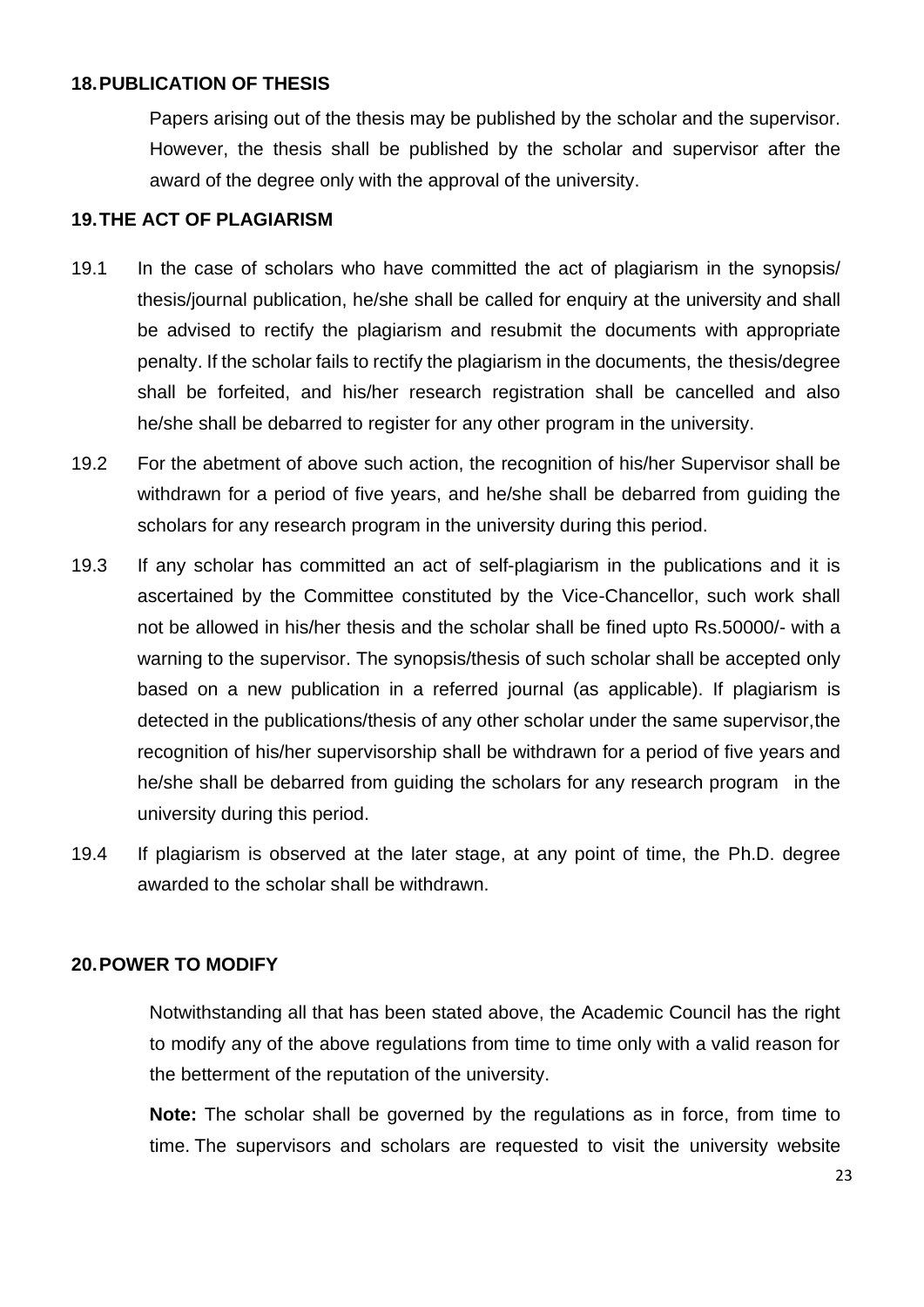## 18. PUBLICATION OF THESIS

Papers arising out of the thesis may be published by the scholar and the supervisor. However, the thesis shall be published by the scholar and supervisor after the award of the degree only with the approval of the university.

## 19. THE ACT OF PLAGIARISM

19.1 In the case of scholars who have committed the act of plagiarism in the synopsis/ thesis/journal publication, he/she shall be called for enquiry at the university and shall be advised to rectify the plagiarism and resubmit the documents with appropriate penalty. If the scholar fails to rectify the plagiarism in the documents, the thesis/degree shall be forfeited, and his/her research registration shall be cancelled and also he/she shall be debarred to register for any other program in the university.

19.2 For the abetment of above such action, the recognition of his/her Supervisor shall be withdrawn for a period of five years, and he/she shall be debarred from guiding the scholars for any research program in the university during this period.

19.3 If any scholar has committed an act of self-plagiarism in the publications and it is ascertained by the Committee constituted by the Vice-Chancellor, such work shall not be allowed in his/her thesis and the scholar shall be fined upto Rs.50000/- with a warning to the supervisor. The synopsis/thesis of such scholar shall be accepted only based on a new publication in a referred journal (as applicable). If plagiarism is detected in the publications/thesis of any other scholar under the same supervisor,the recognition of his/her supervisorship shall be withdrawn for a period of five years and he/she shall be debarred from guiding the scholars for any research program in the university during this period.

19.4 If plagiarism is observed at the later stage, at any point of time, the Ph.D. degree awarded to the scholar shall be withdrawn.

## 20. POWER TO MODIFY

Notwithstanding all that has been stated above, the Academic Council has the right to modify any of the above regulations from time to time only with a valid reason for the betterment of the reputation of the university.

**Note:** The scholar shall be governed by the regulations as in force, from time to time. The supervisors and scholars are requested to visit the university website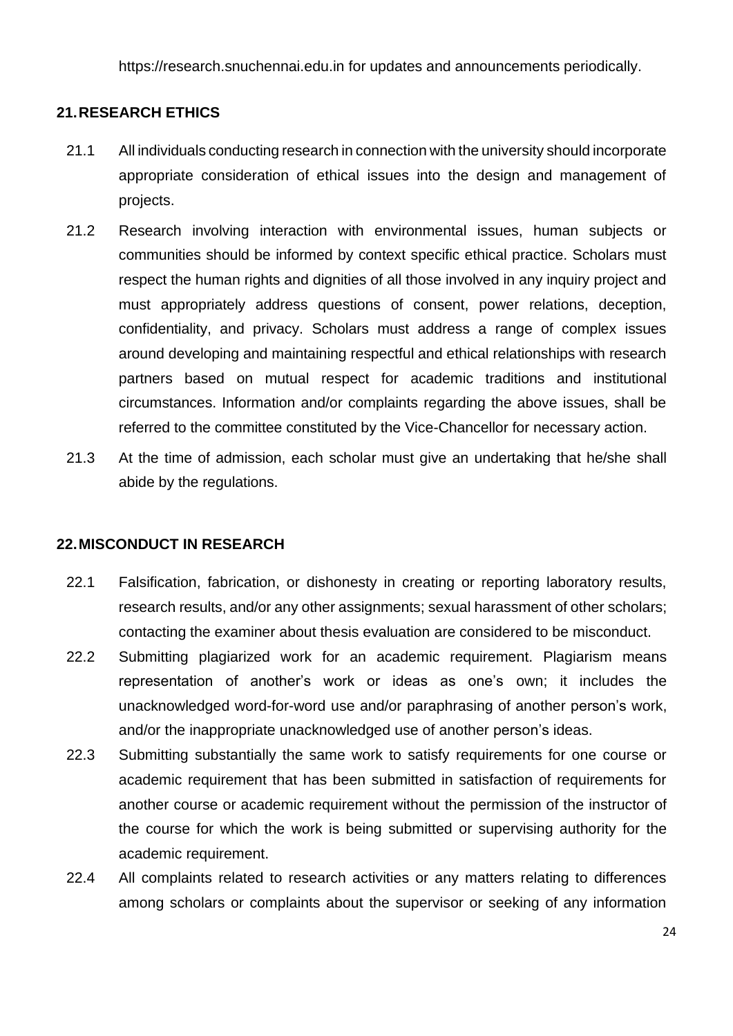https://research.snuchennai.edu.in for updates and announcements periodically.

## 21. RESEARCH ETHICS

21.1 All individuals conducting research in connection with the university should incorporate appropriate consideration of ethical issues into the design and management of projects.

21.2 Research involving interaction with environmental issues, human subjects or communities should be informed by context specific ethical practice. Scholars must respect the human rights and dignities of all those involved in any inquiry project and must appropriately address questions of consent, power relations, deception, confidentiality, and privacy. Scholars must address a range of complex issues around developing and maintaining respectful and ethical relationships with research partners based on mutual respect for academic traditions and institutional circumstances. Information and/or complaints regarding the above issues, shall be referred to the committee constituted by the Vice-Chancellor for necessary action.

21.3 At the time of admission, each scholar must give an undertaking that he/she shall abide by the regulations.

## 22. MISCONDUCT IN RESEARCH

22.1 Falsification, fabrication, or dishonesty in creating or reporting laboratory results, research results, and/or any other assignments; sexual harassment of other scholars; contacting the examiner about thesis evaluation are considered to be misconduct.

22.2 Submitting plagiarized work for an academic requirement. Plagiarism means representation of another's work or ideas as one's own; it includes the unacknowledged word-for-word use and/or paraphrasing of another person's work, and/or the inappropriate unacknowledged use of another person's ideas.

22.3 Submitting substantially the same work to satisfy requirements for one course or academic requirement that has been submitted in satisfaction of requirements for another course or academic requirement without the permission of the instructor of the course for which the work is being submitted or supervising authority for the academic requirement.

22.4 All complaints related to research activities or any matters relating to differences among scholars or complaints about the supervisor or seeking of any information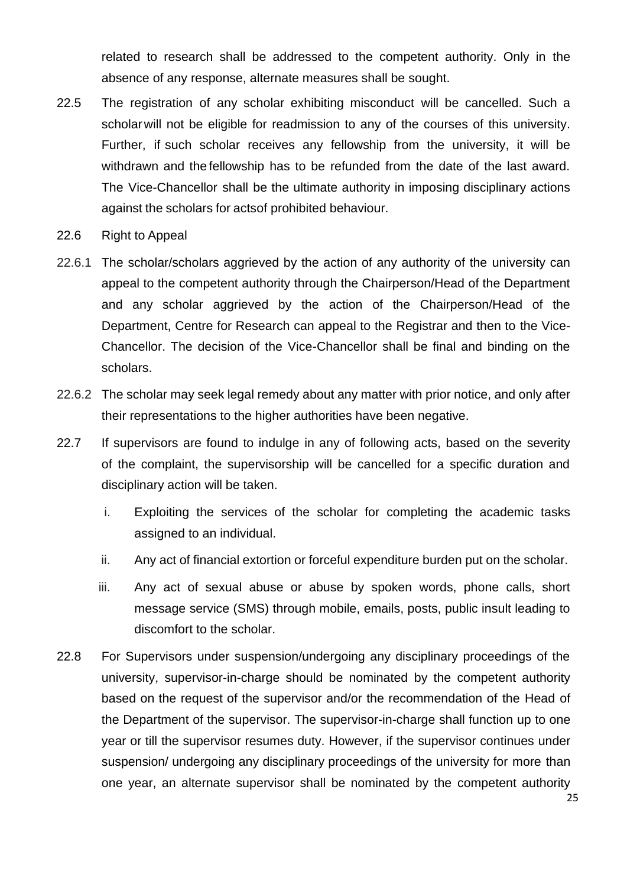related to research shall be addressed to the competent authority. Only in the absence of any response, alternate measures shall be sought.

22.5 The registration of any scholar exhibiting misconduct will be cancelled. Such a scholar will not be eligible for readmission to any of the courses of this university. Further, if such scholar receives any fellowship from the university, it will be withdrawn and the fellowship has to be refunded from the date of the last award. The Vice-Chancellor shall be the ultimate authority in imposing disciplinary actions against the scholars for actsof prohibited behaviour.

22.6 Right to Appeal

22.6.1 The scholar/scholars aggrieved by the action of any authority of the university can appeal to the competent authority through the Chairperson/Head of the Department and any scholar aggrieved by the action of the Chairperson/Head of the Department, Centre for Research can appeal to the Registrar and then to the Vice-Chancellor. The decision of the Vice-Chancellor shall be final and binding on the scholars.

22.6.2 The scholar may seek legal remedy about any matter with prior notice, and only after their representations to the higher authorities have been negative.

22.7 If supervisors are found to indulge in any of following acts, based on the severity of the complaint, the supervisorship will be cancelled for a specific duration and disciplinary action will be taken.

i. Exploiting the services of the scholar for completing the academic tasks assigned to an individual.

ii. Any act of financial extortion or forceful expenditure burden put on the scholar.

iii. Any act of sexual abuse or abuse by spoken words, phone calls, short message service (SMS) through mobile, emails, posts, public insult leading to discomfort to the scholar.

22.8 For Supervisors under suspension/undergoing any disciplinary proceedings of the university, supervisor-in-charge should be nominated by the competent authority based on the request of the supervisor and/or the recommendation of the Head of the Department of the supervisor. The supervisor-in-charge shall function up to one year or till the supervisor resumes duty. However, if the supervisor continues under suspension/ undergoing any disciplinary proceedings of the university for more than one year, an alternate supervisor shall be nominated by the competent authority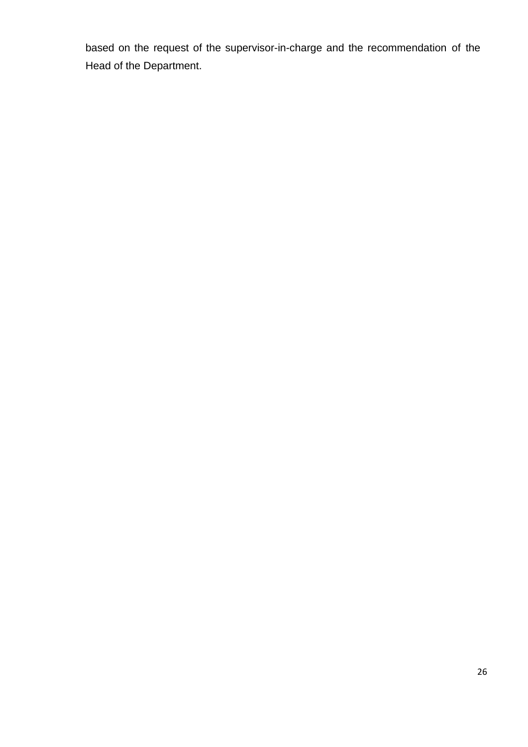based on the request of the supervisor-in-charge and the recommendation of the Head of the Department.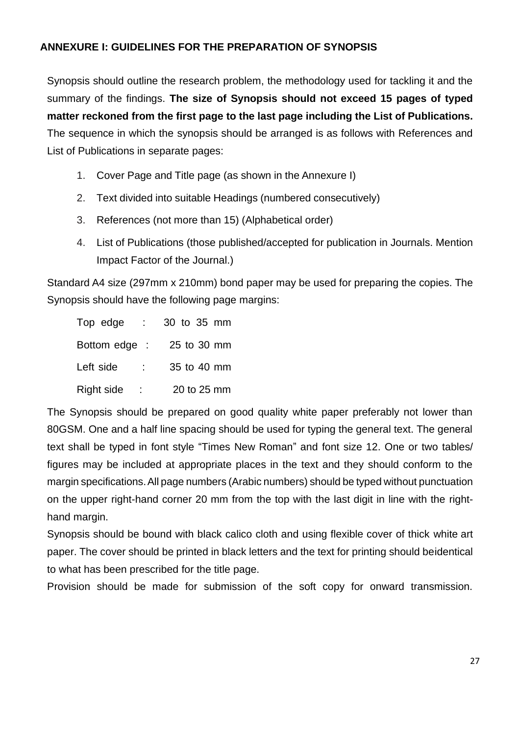## ANNEXURE I: GUIDELINES FOR THE PREPARATION OF SYNOPSIS

Synopsis should outline the research problem, the methodology used for tackling it and the summary of the findings. **The size of Synopsis should not exceed 15 pages of typed matter reckoned from the first page to the last page including the List of Publications.** The sequence in which the synopsis should be arranged is as follows with References and List of Publications in separate pages:

1. Cover Page and Title page (as shown in the Annexure I)
2. Text divided into suitable Headings (numbered consecutively)
3. References (not more than 15) (Alphabetical order)
4. List of Publications (those published/accepted for publication in Journals. Mention Impact Factor of the Journal.)

Standard A4 size (297mm x 210mm) bond paper may be used for preparing the copies. The Synopsis should have the following page margins:

Top edge : 30 to 35 mm

Bottom edge : 25 to 30 mm

Left side : 35 to 40 mm

Right side : 20 to 25 mm

The Synopsis should be prepared on good quality white paper preferably not lower than 80GSM. One and a half line spacing should be used for typing the general text. The general text shall be typed in font style "Times New Roman" and font size 12. One or two tables/ figures may be included at appropriate places in the text and they should conform to the margin specifications. All page numbers (Arabic numbers) should be typed without punctuation on the upper right-hand corner 20 mm from the top with the last digit in line with the right-hand margin.

Synopsis should be bound with black calico cloth and using flexible cover of thick white art paper. The cover should be printed in black letters and the text for printing should beidentical to what has been prescribed for the title page.

Provision should be made for submission of the soft copy for onward transmission.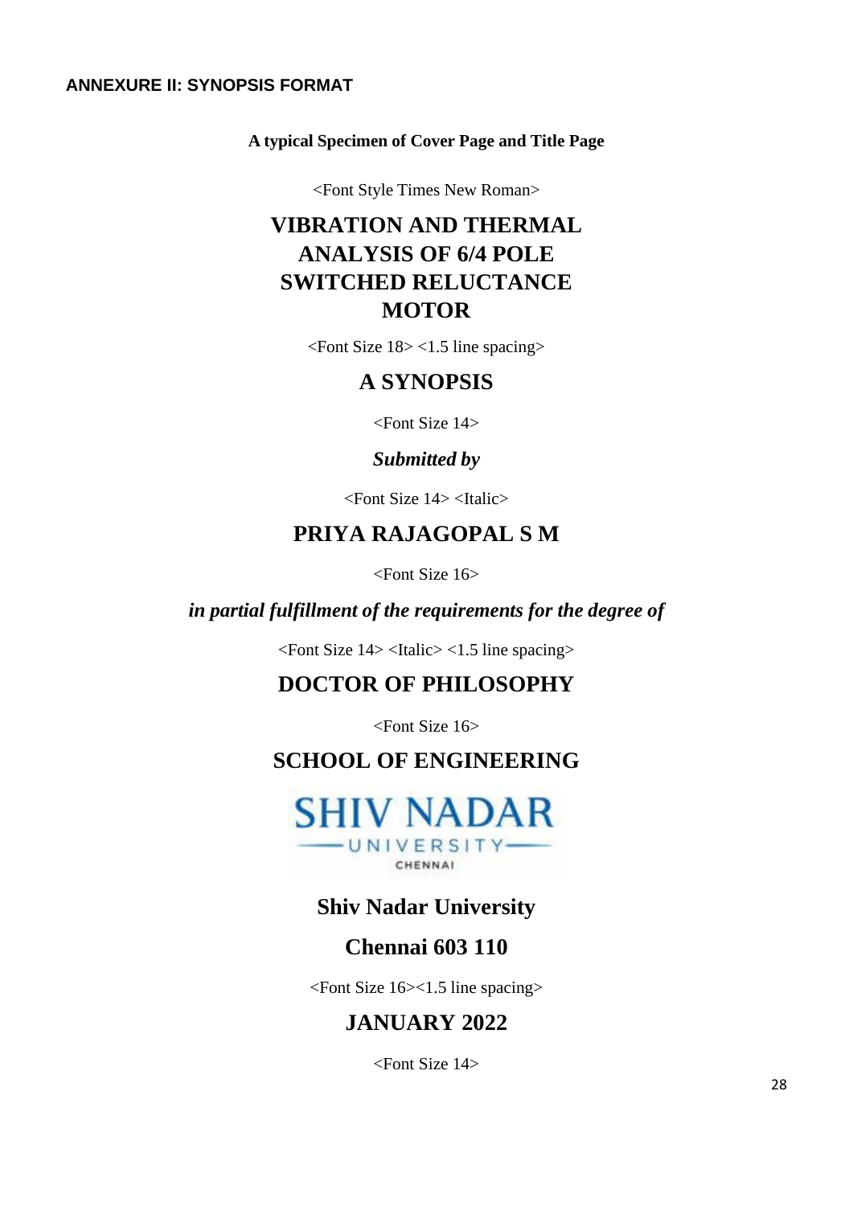**ANNEXURE II: SYNOPSIS FORMAT**

**A typical Specimen of Cover Page and Title Page**

<Font Style Times New Roman>

# VIBRATION AND THERMAL ANALYSIS OF 6/4 POLE SWITCHED RELUCTANCE MOTOR

<Font Size 18> <1.5 line spacing>

## A SYNOPSIS

<Font Size 14>

***Submitted by***

<Font Size 14> <Italic>

## PRIYA RAJAGOPAL S M

<Font Size 16>

***in partial fulfillment of the requirements for the degree of***

<Font Size 14> <Italic> <1.5 line spacing>

## DOCTOR OF PHILOSOPHY

<Font Size 16>

## SCHOOL OF ENGINEERING

SHIV NADAR UNIVERSITY CHENNAI

**Shiv Nadar University**

**Chennai 603 110**

<Font Size 16><1.5 line spacing>

## JANUARY 2022

<Font Size 14>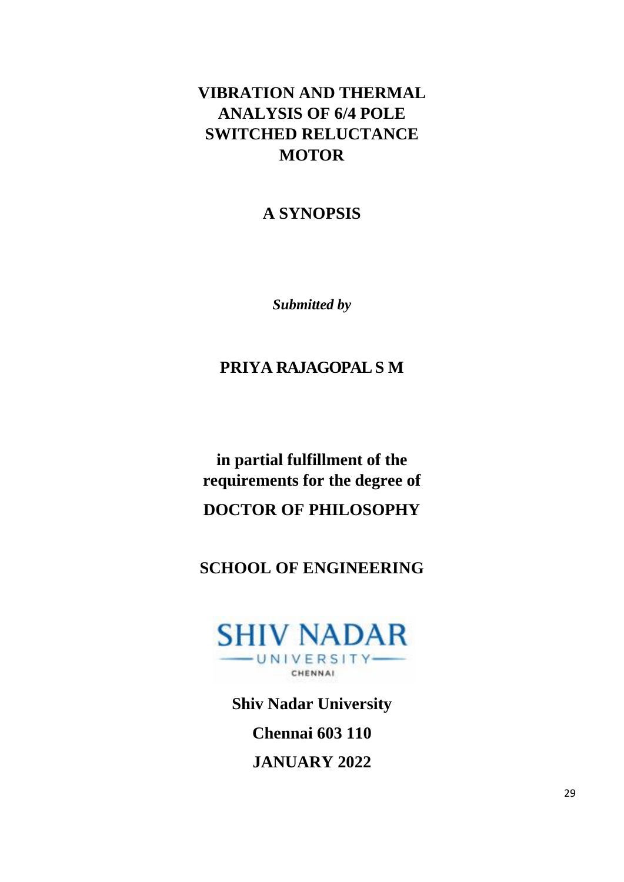# VIBRATION AND THERMAL ANALYSIS OF 6/4 POLE SWITCHED RELUCTANCE MOTOR

## A SYNOPSIS

***Submitted by***

**PRIYA RAJAGOPAL S M**

**in partial fulfillment of the requirements for the degree of**

**DOCTOR OF PHILOSOPHY**

**SCHOOL OF ENGINEERING**

SHIV NADAR UNIVERSITY CHENNAI

**Shiv Nadar University**

**Chennai 603 110**

**JANUARY 2022**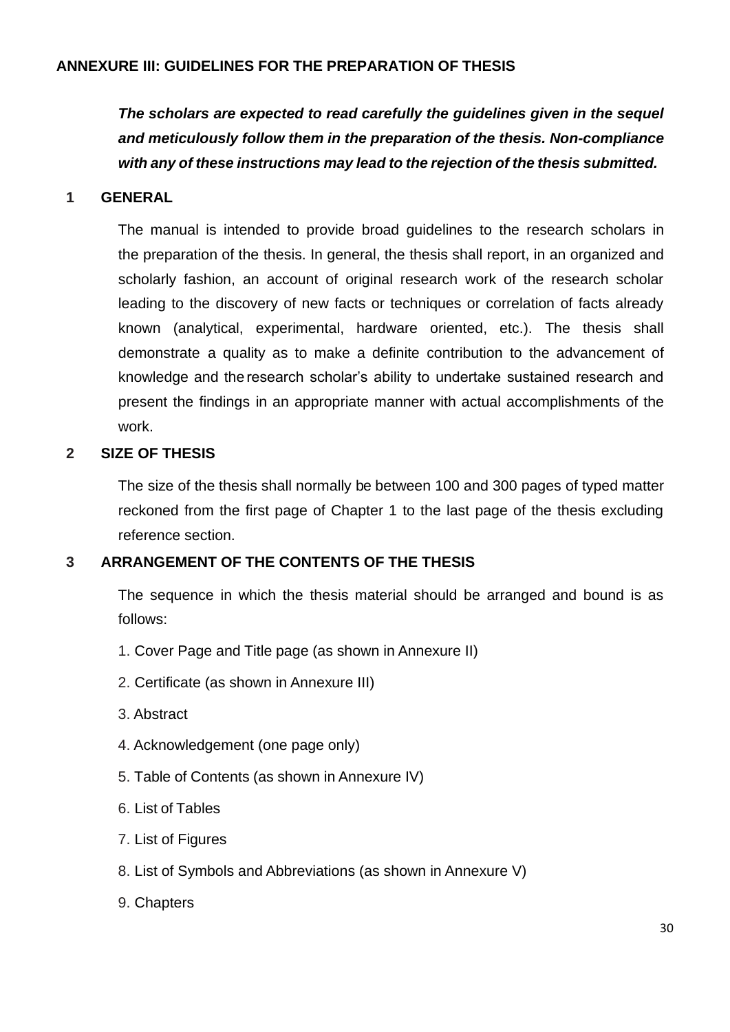## ANNEXURE III: GUIDELINES FOR THE PREPARATION OF THESIS

***The scholars are expected to read carefully the guidelines given in the sequel and meticulously follow them in the preparation of the thesis. Non-compliance with any of these instructions may lead to the rejection of the thesis submitted.***

### 1 GENERAL

The manual is intended to provide broad guidelines to the research scholars in the preparation of the thesis. In general, the thesis shall report, in an organized and scholarly fashion, an account of original research work of the research scholar leading to the discovery of new facts or techniques or correlation of facts already known (analytical, experimental, hardware oriented, etc.). The thesis shall demonstrate a quality as to make a definite contribution to the advancement of knowledge and the research scholar's ability to undertake sustained research and present the findings in an appropriate manner with actual accomplishments of the work.

### 2 SIZE OF THESIS

The size of the thesis shall normally be between 100 and 300 pages of typed matter reckoned from the first page of Chapter 1 to the last page of the thesis excluding reference section.

### 3 ARRANGEMENT OF THE CONTENTS OF THE THESIS

The sequence in which the thesis material should be arranged and bound is as follows:

1. Cover Page and Title page (as shown in Annexure II)
2. Certificate (as shown in Annexure III)
3. Abstract
4. Acknowledgement (one page only)
5. Table of Contents (as shown in Annexure IV)
6. List of Tables
7. List of Figures
8. List of Symbols and Abbreviations (as shown in Annexure V)
9. Chapters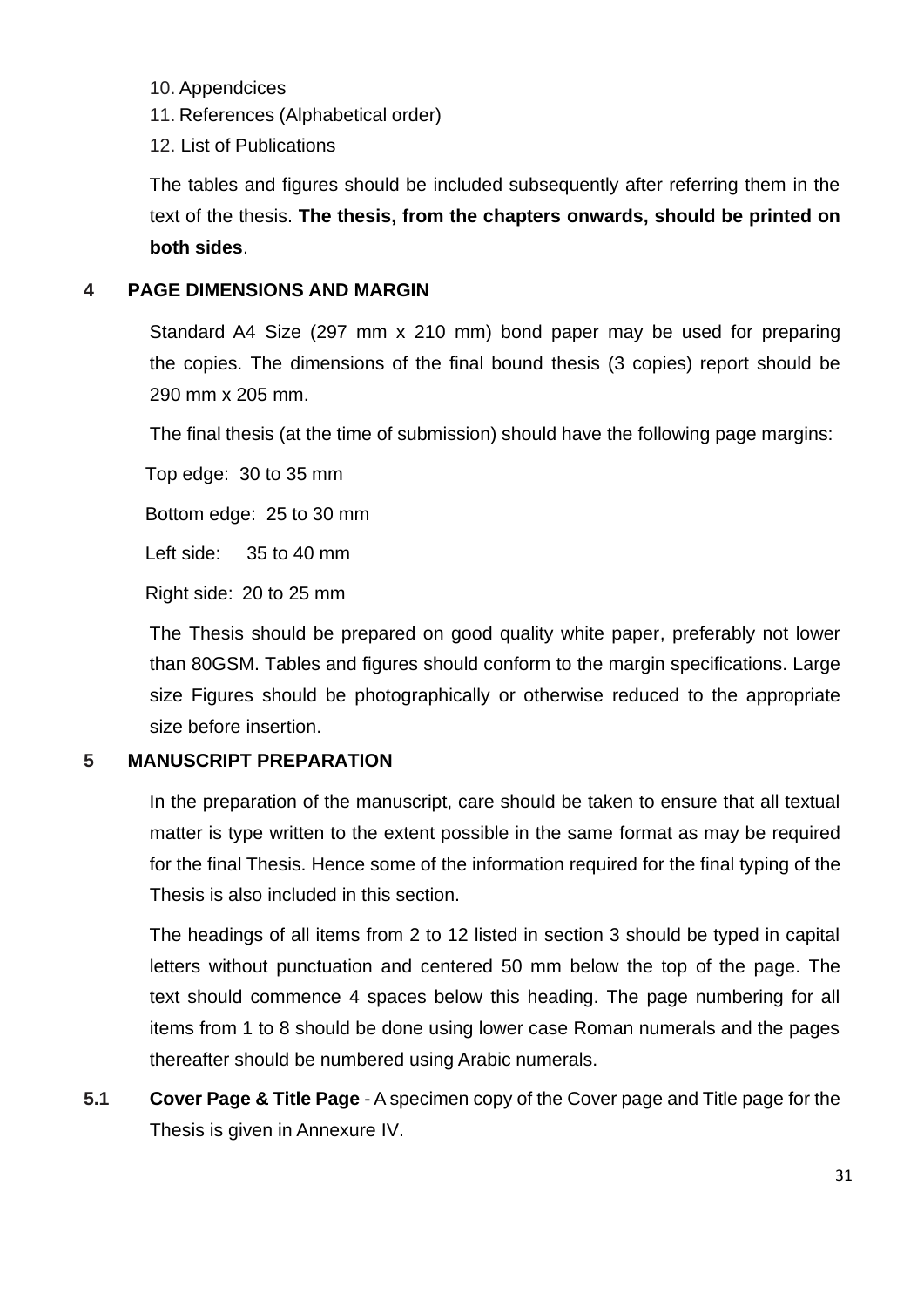10. Appendcices
11. References (Alphabetical order)
12. List of Publications

The tables and figures should be included subsequently after referring them in the text of the thesis. **The thesis, from the chapters onwards, should be printed on both sides**.

## 4 PAGE DIMENSIONS AND MARGIN

Standard A4 Size (297 mm x 210 mm) bond paper may be used for preparing the copies. The dimensions of the final bound thesis (3 copies) report should be 290 mm x 205 mm.

The final thesis (at the time of submission) should have the following page margins:

Top edge: 30 to 35 mm

Bottom edge: 25 to 30 mm

Left side: 35 to 40 mm

Right side: 20 to 25 mm

The Thesis should be prepared on good quality white paper, preferably not lower than 80GSM. Tables and figures should conform to the margin specifications. Large size Figures should be photographically or otherwise reduced to the appropriate size before insertion.

## 5 MANUSCRIPT PREPARATION

In the preparation of the manuscript, care should be taken to ensure that all textual matter is type written to the extent possible in the same format as may be required for the final Thesis. Hence some of the information required for the final typing of the Thesis is also included in this section.

The headings of all items from 2 to 12 listed in section 3 should be typed in capital letters without punctuation and centered 50 mm below the top of the page. The text should commence 4 spaces below this heading. The page numbering for all items from 1 to 8 should be done using lower case Roman numerals and the pages thereafter should be numbered using Arabic numerals.

**5.1 Cover Page & Title Page** - A specimen copy of the Cover page and Title page for the Thesis is given in Annexure IV.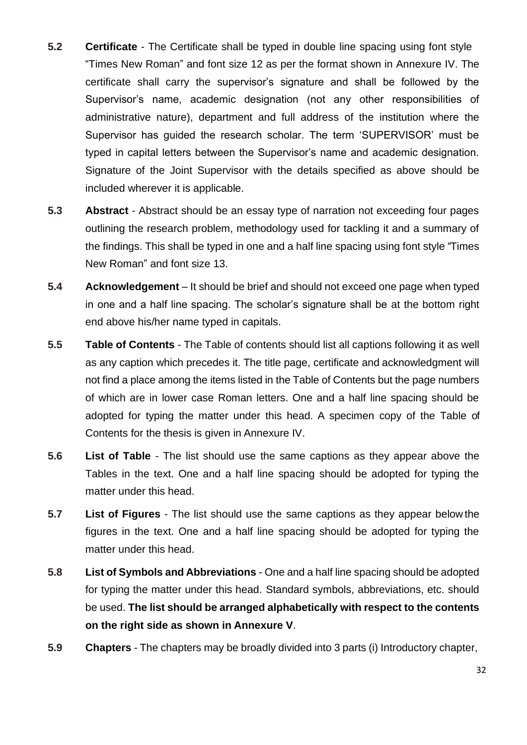**5.2** **Certificate** - The Certificate shall be typed in double line spacing using font style "Times New Roman" and font size 12 as per the format shown in Annexure IV. The certificate shall carry the supervisor's signature and shall be followed by the Supervisor's name, academic designation (not any other responsibilities of administrative nature), department and full address of the institution where the Supervisor has guided the research scholar. The term 'SUPERVISOR' must be typed in capital letters between the Supervisor's name and academic designation. Signature of the Joint Supervisor with the details specified as above should be included wherever it is applicable.

**5.3** **Abstract** - Abstract should be an essay type of narration not exceeding four pages outlining the research problem, methodology used for tackling it and a summary of the findings. This shall be typed in one and a half line spacing using font style "Times New Roman" and font size 13.

**5.4** **Acknowledgement** – It should be brief and should not exceed one page when typed in one and a half line spacing. The scholar's signature shall be at the bottom right end above his/her name typed in capitals.

**5.5** **Table of Contents** - The Table of contents should list all captions following it as well as any caption which precedes it. The title page, certificate and acknowledgment will not find a place among the items listed in the Table of Contents but the page numbers of which are in lower case Roman letters. One and a half line spacing should be adopted for typing the matter under this head. A specimen copy of the Table of Contents for the thesis is given in Annexure IV.

**5.6** **List of Table** - The list should use the same captions as they appear above the Tables in the text. One and a half line spacing should be adopted for typing the matter under this head.

**5.7** **List of Figures** - The list should use the same captions as they appear below the figures in the text. One and a half line spacing should be adopted for typing the matter under this head.

**5.8** **List of Symbols and Abbreviations** - One and a half line spacing should be adopted for typing the matter under this head. Standard symbols, abbreviations, etc. should be used. **The list should be arranged alphabetically with respect to the contents on the right side as shown in Annexure V**.

**5.9** **Chapters** - The chapters may be broadly divided into 3 parts (i) Introductory chapter,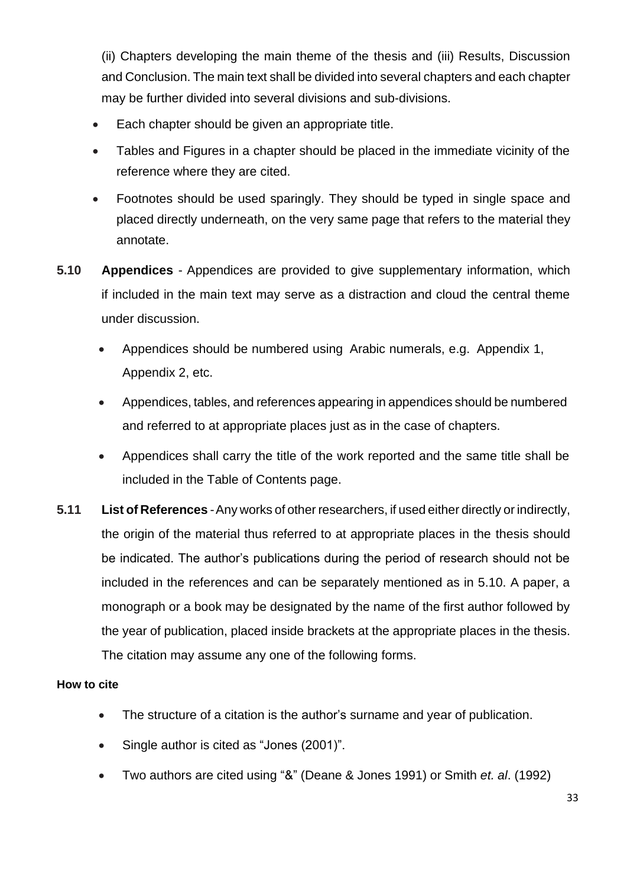(ii) Chapters developing the main theme of the thesis and (iii) Results, Discussion and Conclusion. The main text shall be divided into several chapters and each chapter may be further divided into several divisions and sub-divisions.

- Each chapter should be given an appropriate title.
- Tables and Figures in a chapter should be placed in the immediate vicinity of the reference where they are cited.
- Footnotes should be used sparingly. They should be typed in single space and placed directly underneath, on the very same page that refers to the material they annotate.

**5.10 Appendices** - Appendices are provided to give supplementary information, which if included in the main text may serve as a distraction and cloud the central theme under discussion.

- Appendices should be numbered using Arabic numerals, e.g. Appendix 1, Appendix 2, etc.
- Appendices, tables, and references appearing in appendices should be numbered and referred to at appropriate places just as in the case of chapters.
- Appendices shall carry the title of the work reported and the same title shall be included in the Table of Contents page.

**5.11 List of References** - Any works of other researchers, if used either directly or indirectly, the origin of the material thus referred to at appropriate places in the thesis should be indicated. The author's publications during the period of research should not be included in the references and can be separately mentioned as in 5.10. A paper, a monograph or a book may be designated by the name of the first author followed by the year of publication, placed inside brackets at the appropriate places in the thesis. The citation may assume any one of the following forms.

**How to cite**

- The structure of a citation is the author's surname and year of publication.
- Single author is cited as "Jones (2001)".
- Two authors are cited using "&" (Deane & Jones 1991) or Smith *et. al*. (1992)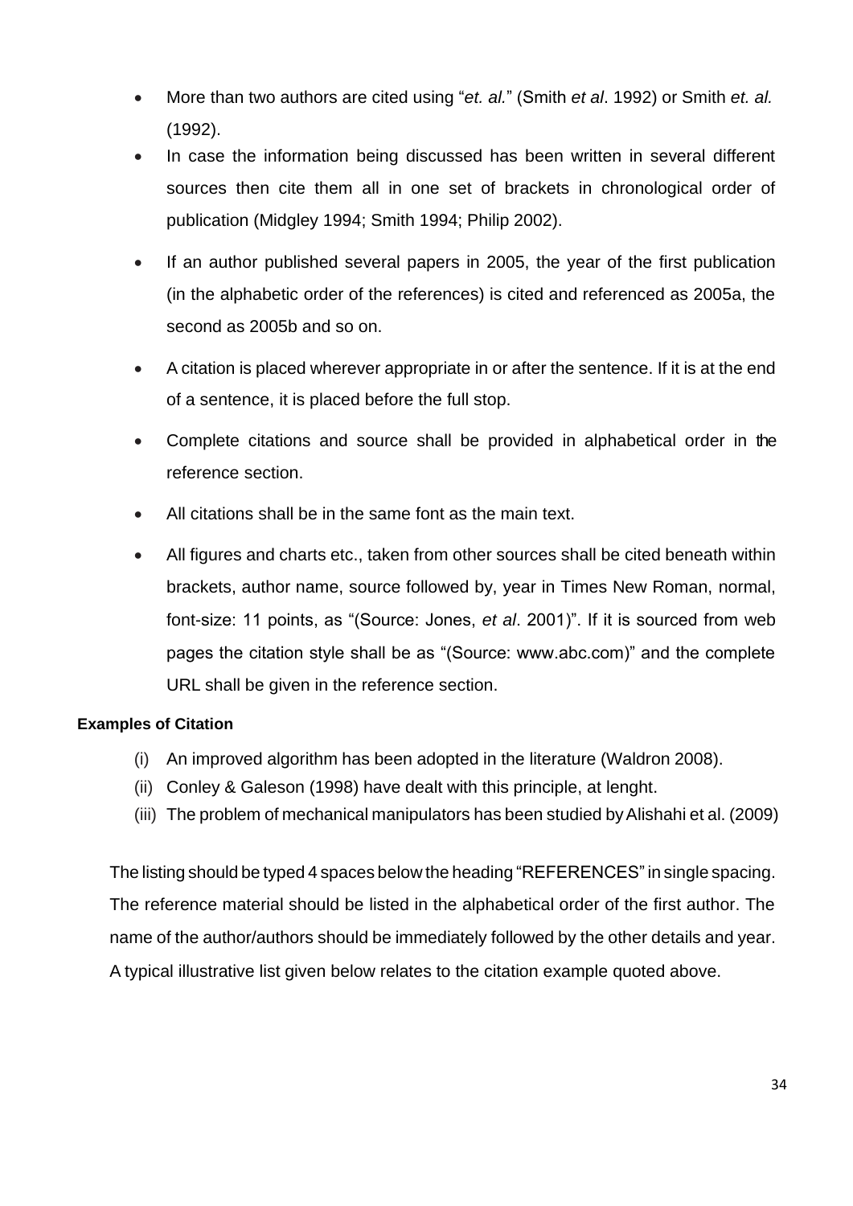- More than two authors are cited using "*et. al.*" (Smith *et al*. 1992) or Smith *et. al.* (1992).
- In case the information being discussed has been written in several different sources then cite them all in one set of brackets in chronological order of publication (Midgley 1994; Smith 1994; Philip 2002).
- If an author published several papers in 2005, the year of the first publication (in the alphabetic order of the references) is cited and referenced as 2005a, the second as 2005b and so on.
- A citation is placed wherever appropriate in or after the sentence. If it is at the end of a sentence, it is placed before the full stop.
- Complete citations and source shall be provided in alphabetical order in the reference section.
- All citations shall be in the same font as the main text.
- All figures and charts etc., taken from other sources shall be cited beneath within brackets, author name, source followed by, year in Times New Roman, normal, font-size: 11 points, as "(Source: Jones, *et al*. 2001)". If it is sourced from web pages the citation style shall be as "(Source: www.abc.com)" and the complete URL shall be given in the reference section.

**Examples of Citation**

(i) An improved algorithm has been adopted in the literature (Waldron 2008).
(ii) Conley & Galeson (1998) have dealt with this principle, at lenght.
(iii) The problem of mechanical manipulators has been studied by Alishahi et al. (2009)

The listing should be typed 4 spaces below the heading "REFERENCES" in single spacing. The reference material should be listed in the alphabetical order of the first author. The name of the author/authors should be immediately followed by the other details and year. A typical illustrative list given below relates to the citation example quoted above.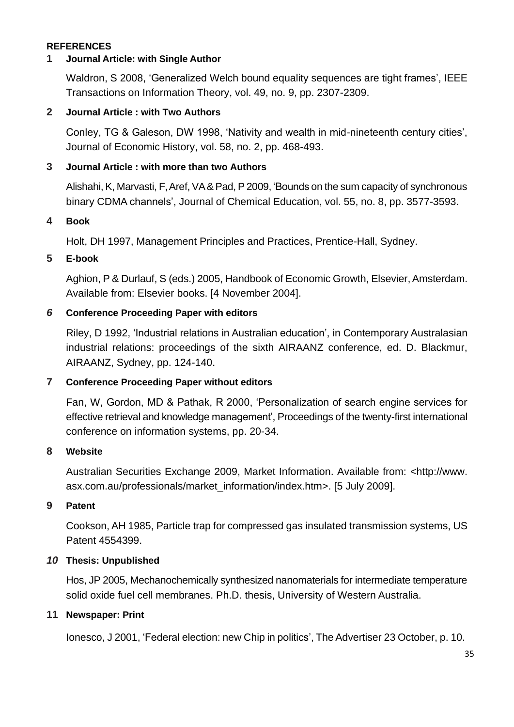**REFERENCES**

**1 Journal Article: with Single Author**

Waldron, S 2008, 'Generalized Welch bound equality sequences are tight frames', IEEE Transactions on Information Theory, vol. 49, no. 9, pp. 2307-2309.

**2 Journal Article : with Two Authors**

Conley, TG & Galeson, DW 1998, 'Nativity and wealth in mid-nineteenth century cities', Journal of Economic History, vol. 58, no. 2, pp. 468-493.

**3 Journal Article : with more than two Authors**

Alishahi, K, Marvasti, F, Aref, VA & Pad, P 2009, 'Bounds on the sum capacity of synchronous binary CDMA channels', Journal of Chemical Education, vol. 55, no. 8, pp. 3577-3593.

**4 Book**

Holt, DH 1997, Management Principles and Practices, Prentice-Hall, Sydney.

**5 E-book**

Aghion, P & Durlauf, S (eds.) 2005, Handbook of Economic Growth, Elsevier, Amsterdam. Available from: Elsevier books. [4 November 2004].

***6*** **Conference Proceeding Paper with editors**

Riley, D 1992, 'Industrial relations in Australian education', in Contemporary Australasian industrial relations: proceedings of the sixth AIRAANZ conference, ed. D. Blackmur, AIRAANZ, Sydney, pp. 124-140.

**7 Conference Proceeding Paper without editors**

Fan, W, Gordon, MD & Pathak, R 2000, 'Personalization of search engine services for effective retrieval and knowledge management', Proceedings of the twenty-first international conference on information systems, pp. 20-34.

**8 Website**

Australian Securities Exchange 2009, Market Information. Available from: <http://www.asx.com.au/professionals/market_information/index.htm>. [5 July 2009].

**9 Patent**

Cookson, AH 1985, Particle trap for compressed gas insulated transmission systems, US Patent 4554399.

***10*** **Thesis: Unpublished**

Hos, JP 2005, Mechanochemically synthesized nanomaterials for intermediate temperature solid oxide fuel cell membranes. Ph.D. thesis, University of Western Australia.

**11 Newspaper: Print**

Ionesco, J 2001, 'Federal election: new Chip in politics', The Advertiser 23 October, p. 10.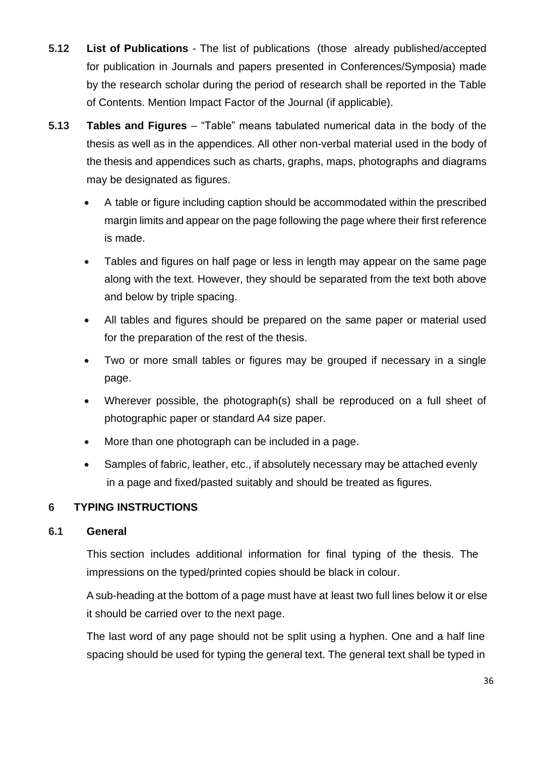**5.12 List of Publications** - The list of publications (those already published/accepted for publication in Journals and papers presented in Conferences/Symposia) made by the research scholar during the period of research shall be reported in the Table of Contents. Mention Impact Factor of the Journal (if applicable).

**5.13 Tables and Figures** – "Table" means tabulated numerical data in the body of the thesis as well as in the appendices. All other non-verbal material used in the body of the thesis and appendices such as charts, graphs, maps, photographs and diagrams may be designated as figures.

- A table or figure including caption should be accommodated within the prescribed margin limits and appear on the page following the page where their first reference is made.
- Tables and figures on half page or less in length may appear on the same page along with the text. However, they should be separated from the text both above and below by triple spacing.
- All tables and figures should be prepared on the same paper or material used for the preparation of the rest of the thesis.
- Two or more small tables or figures may be grouped if necessary in a single page.
- Wherever possible, the photograph(s) shall be reproduced on a full sheet of photographic paper or standard A4 size paper.
- More than one photograph can be included in a page.
- Samples of fabric, leather, etc., if absolutely necessary may be attached evenly in a page and fixed/pasted suitably and should be treated as figures.

## 6 TYPING INSTRUCTIONS

### 6.1 General

This section includes additional information for final typing of the thesis. The impressions on the typed/printed copies should be black in colour.

A sub-heading at the bottom of a page must have at least two full lines below it or else it should be carried over to the next page.

The last word of any page should not be split using a hyphen. One and a half line spacing should be used for typing the general text. The general text shall be typed in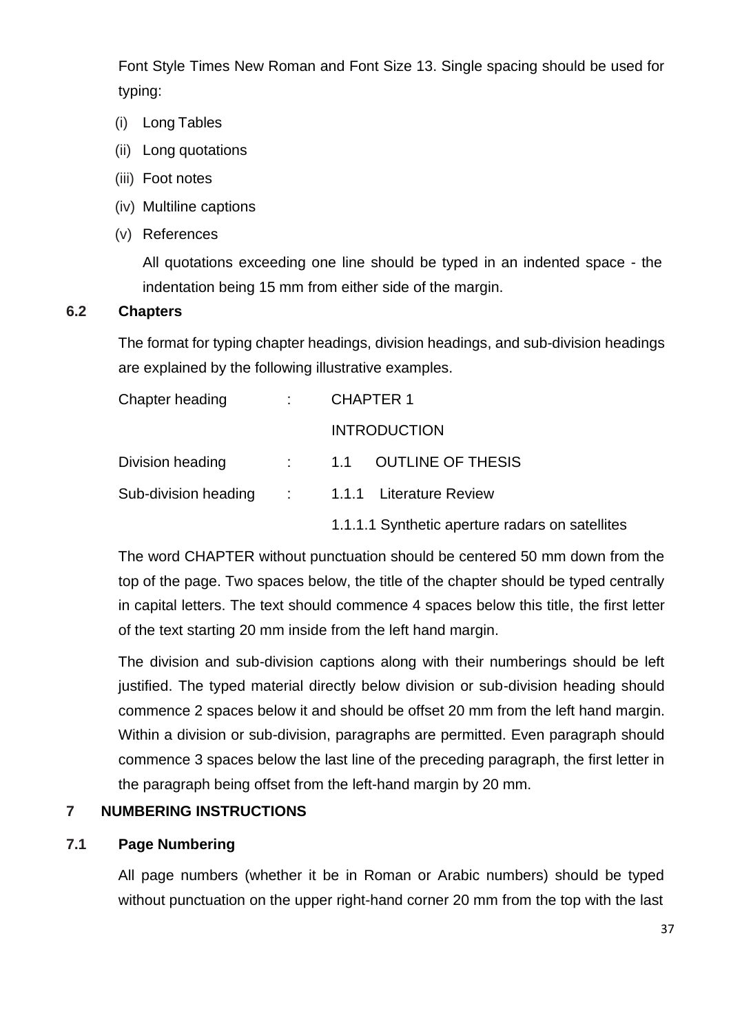Font Style Times New Roman and Font Size 13. Single spacing should be used for typing:

(i) Long Tables

(ii) Long quotations

(iii) Foot notes

(iv) Multiline captions

(v) References

All quotations exceeding one line should be typed in an indented space - the indentation being 15 mm from either side of the margin.

### 6.2 Chapters

The format for typing chapter headings, division headings, and sub-division headings are explained by the following illustrative examples.

| | | |
|---|---|---|
| Chapter heading | : | CHAPTER 1 |
| | | INTRODUCTION |
| Division heading | : | 1.1 OUTLINE OF THESIS |
| Sub-division heading | : | 1.1.1 Literature Review |
| | | 1.1.1.1 Synthetic aperture radars on satellites |

The word CHAPTER without punctuation should be centered 50 mm down from the top of the page. Two spaces below, the title of the chapter should be typed centrally in capital letters. The text should commence 4 spaces below this title, the first letter of the text starting 20 mm inside from the left hand margin.

The division and sub-division captions along with their numberings should be left justified. The typed material directly below division or sub-division heading should commence 2 spaces below it and should be offset 20 mm from the left hand margin. Within a division or sub-division, paragraphs are permitted. Even paragraph should commence 3 spaces below the last line of the preceding paragraph, the first letter in the paragraph being offset from the left-hand margin by 20 mm.

## 7 NUMBERING INSTRUCTIONS

### 7.1 Page Numbering

All page numbers (whether it be in Roman or Arabic numbers) should be typed without punctuation on the upper right-hand corner 20 mm from the top with the last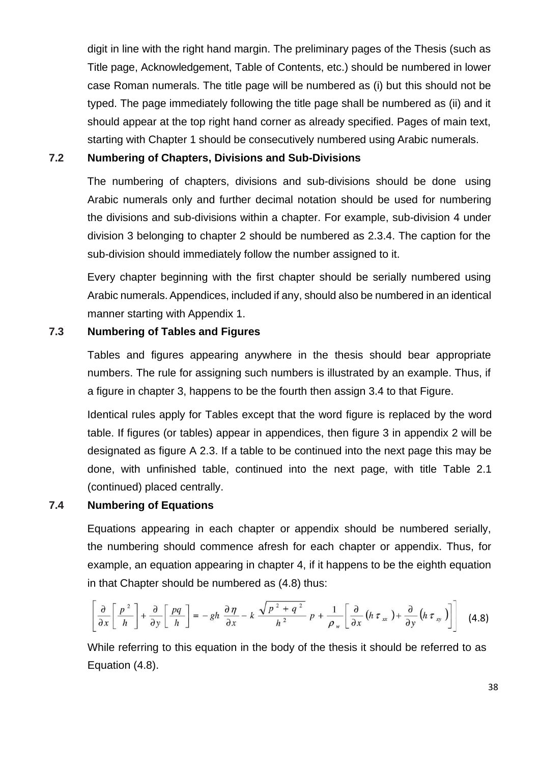digit in line with the right hand margin. The preliminary pages of the Thesis (such as Title page, Acknowledgement, Table of Contents, etc.) should be numbered in lower case Roman numerals. The title page will be numbered as (i) but this should not be typed. The page immediately following the title page shall be numbered as (ii) and it should appear at the top right hand corner as already specified. Pages of main text, starting with Chapter 1 should be consecutively numbered using Arabic numerals.

### 7.2 Numbering of Chapters, Divisions and Sub-Divisions

The numbering of chapters, divisions and sub-divisions should be done using Arabic numerals only and further decimal notation should be used for numbering the divisions and sub-divisions within a chapter. For example, sub-division 4 under division 3 belonging to chapter 2 should be numbered as 2.3.4. The caption for the sub-division should immediately follow the number assigned to it.

Every chapter beginning with the first chapter should be serially numbered using Arabic numerals. Appendices, included if any, should also be numbered in an identical manner starting with Appendix 1.

### 7.3 Numbering of Tables and Figures

Tables and figures appearing anywhere in the thesis should bear appropriate numbers. The rule for assigning such numbers is illustrated by an example. Thus, if a figure in chapter 3, happens to be the fourth then assign 3.4 to that Figure.

Identical rules apply for Tables except that the word figure is replaced by the word table. If figures (or tables) appear in appendices, then figure 3 in appendix 2 will be designated as figure A 2.3. If a table to be continued into the next page this may be done, with unfinished table, continued into the next page, with title Table 2.1 (continued) placed centrally.

### 7.4 Numbering of Equations

Equations appearing in each chapter or appendix should be numbered serially, the numbering should commence afresh for each chapter or appendix. Thus, for example, an equation appearing in chapter 4, if it happens to be the eighth equation in that Chapter should be numbered as (4.8) thus:

$$\left[\frac{\partial}{\partial x}\left[\frac{p^2}{h}\right]+\frac{\partial}{\partial y}\left[\frac{pq}{h}\right]=-gh\,\frac{\partial \eta}{\partial x}-k\,\frac{\sqrt{p^2+q^2}}{h^2}\,p+\frac{1}{\rho_w}\left[\frac{\partial}{\partial x}\left(h\,\tau_{xx}\right)+\frac{\partial}{\partial y}\left(h\,\tau_{xy}\right)\right]\right] \qquad (4.8)$$

While referring to this equation in the body of the thesis it should be referred to as Equation (4.8).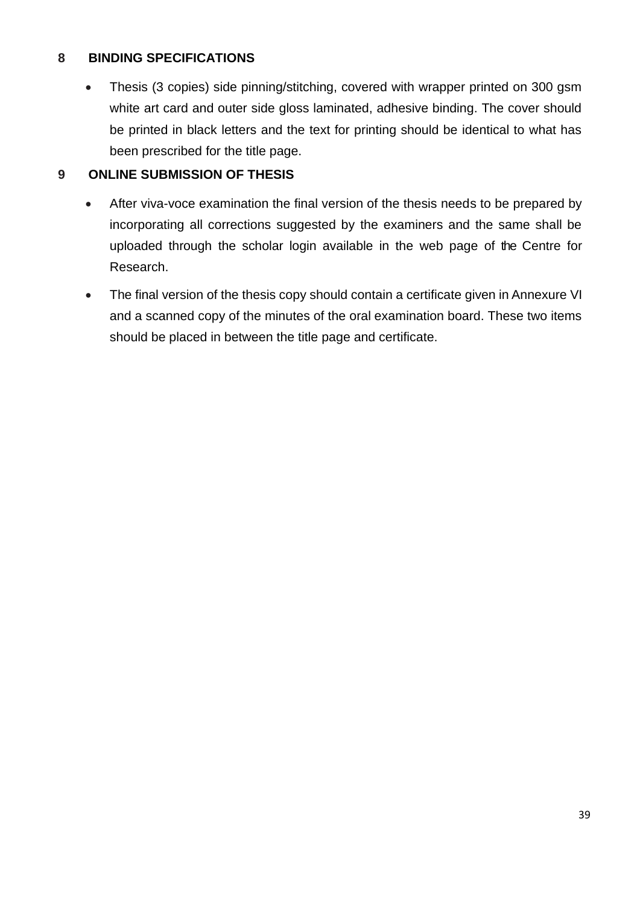## 8 BINDING SPECIFICATIONS

- Thesis (3 copies) side pinning/stitching, covered with wrapper printed on 300 gsm white art card and outer side gloss laminated, adhesive binding. The cover should be printed in black letters and the text for printing should be identical to what has been prescribed for the title page.

## 9 ONLINE SUBMISSION OF THESIS

- After viva-voce examination the final version of the thesis needs to be prepared by incorporating all corrections suggested by the examiners and the same shall be uploaded through the scholar login available in the web page of the Centre for Research.
- The final version of the thesis copy should contain a certificate given in Annexure VI and a scanned copy of the minutes of the oral examination board. These two items should be placed in between the title page and certificate.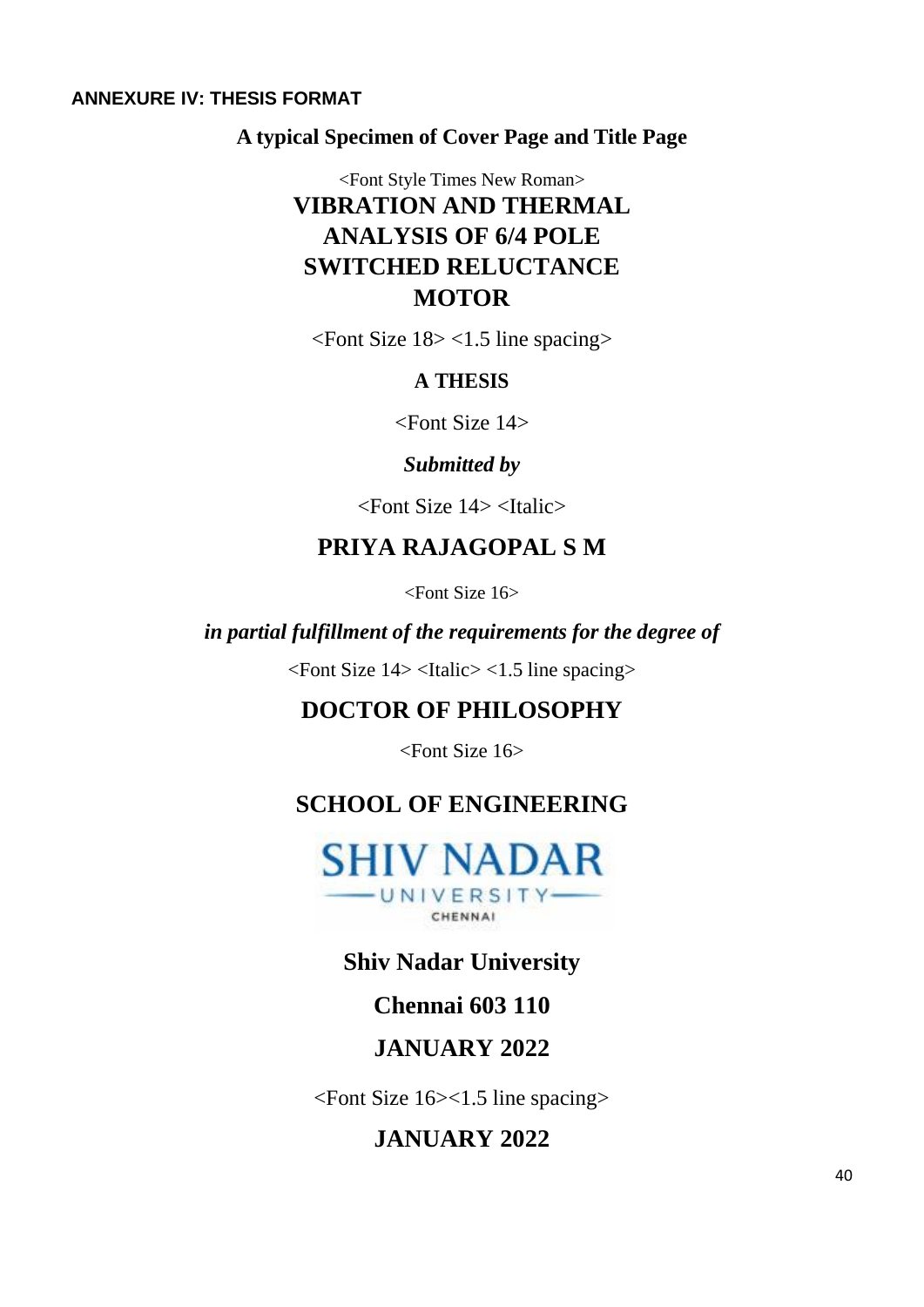**ANNEXURE IV: THESIS FORMAT**

**A typical Specimen of Cover Page and Title Page**

<Font Style Times New Roman>

**VIBRATION AND THERMAL ANALYSIS OF 6/4 POLE SWITCHED RELUCTANCE MOTOR**

<Font Size 18> <1.5 line spacing>

**A THESIS**

<Font Size 14>

***Submitted by***

<Font Size 14> <Italic>

**PRIYA RAJAGOPAL S M**

<Font Size 16>

***in partial fulfillment of the requirements for the degree of***

<Font Size 14> <Italic> <1.5 line spacing>

**DOCTOR OF PHILOSOPHY**

<Font Size 16>

**SCHOOL OF ENGINEERING**

SHIV NADAR UNIVERSITY CHENNAI

**Shiv Nadar University**

**Chennai 603 110**

**JANUARY 2022**

<Font Size 16><1.5 line spacing>

**JANUARY 2022**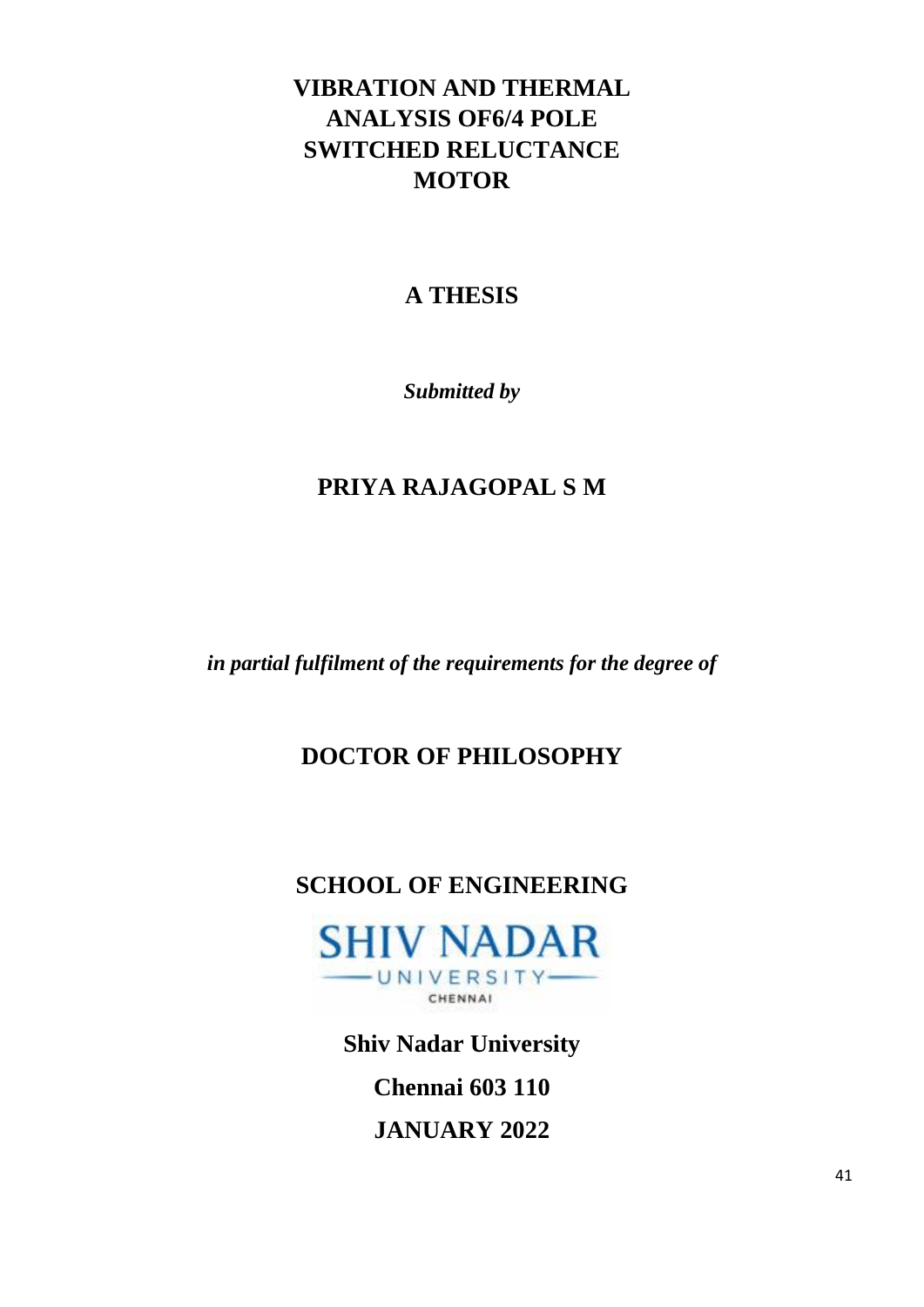# VIBRATION AND THERMAL ANALYSIS OF6/4 POLE SWITCHED RELUCTANCE MOTOR

## A THESIS

***Submitted by***

## PRIYA RAJAGOPAL S M

***in partial fulfilment of the requirements for the degree of***

## DOCTOR OF PHILOSOPHY

## SCHOOL OF ENGINEERING

SHIV NADAR UNIVERSITY CHENNAI

**Shiv Nadar University**

**Chennai 603 110**

**JANUARY 2022**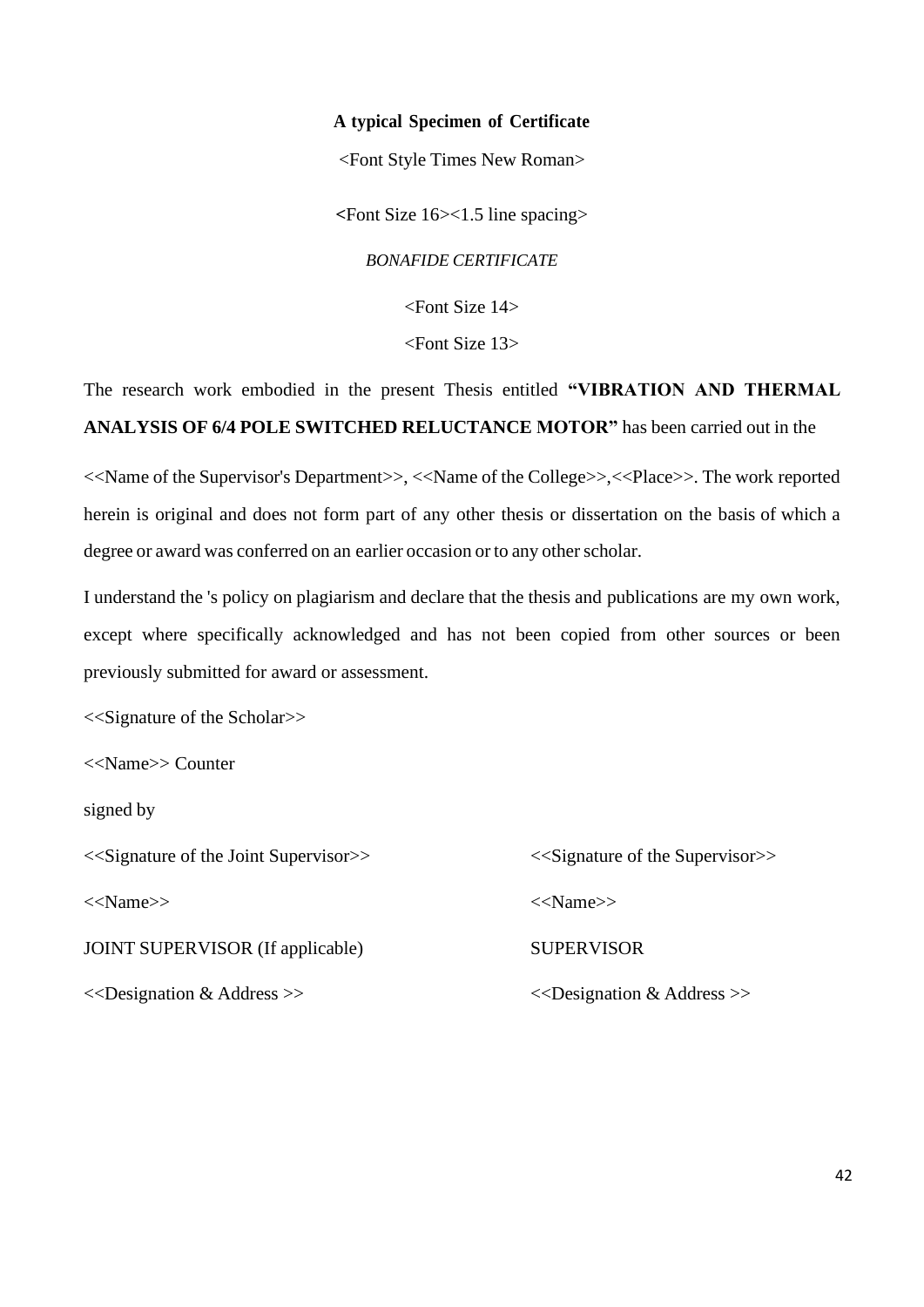**A typical Specimen of Certificate**

<Font Style Times New Roman>

<Font Size 16><1.5 line spacing>

*BONAFIDE CERTIFICATE*

<Font Size 14>

<Font Size 13>

The research work embodied in the present Thesis entitled **"VIBRATION AND THERMAL ANALYSIS OF 6/4 POLE SWITCHED RELUCTANCE MOTOR"** has been carried out in the

<<Name of the Supervisor's Department>>, <<Name of the College>>,<<Place>>. The work reported herein is original and does not form part of any other thesis or dissertation on the basis of which a degree or award was conferred on an earlier occasion or to any other scholar.

I understand the 's policy on plagiarism and declare that the thesis and publications are my own work, except where specifically acknowledged and has not been copied from other sources or been previously submitted for award or assessment.

<<Signature of the Scholar>>

<<Name>> Counter

signed by

| | |
|---|---|
| <<Signature of the Joint Supervisor>> | <<Signature of the Supervisor>> |
| <<Name>> | <<Name>> |
| JOINT SUPERVISOR (If applicable) | SUPERVISOR |
| <<Designation & Address >> | <<Designation & Address >> |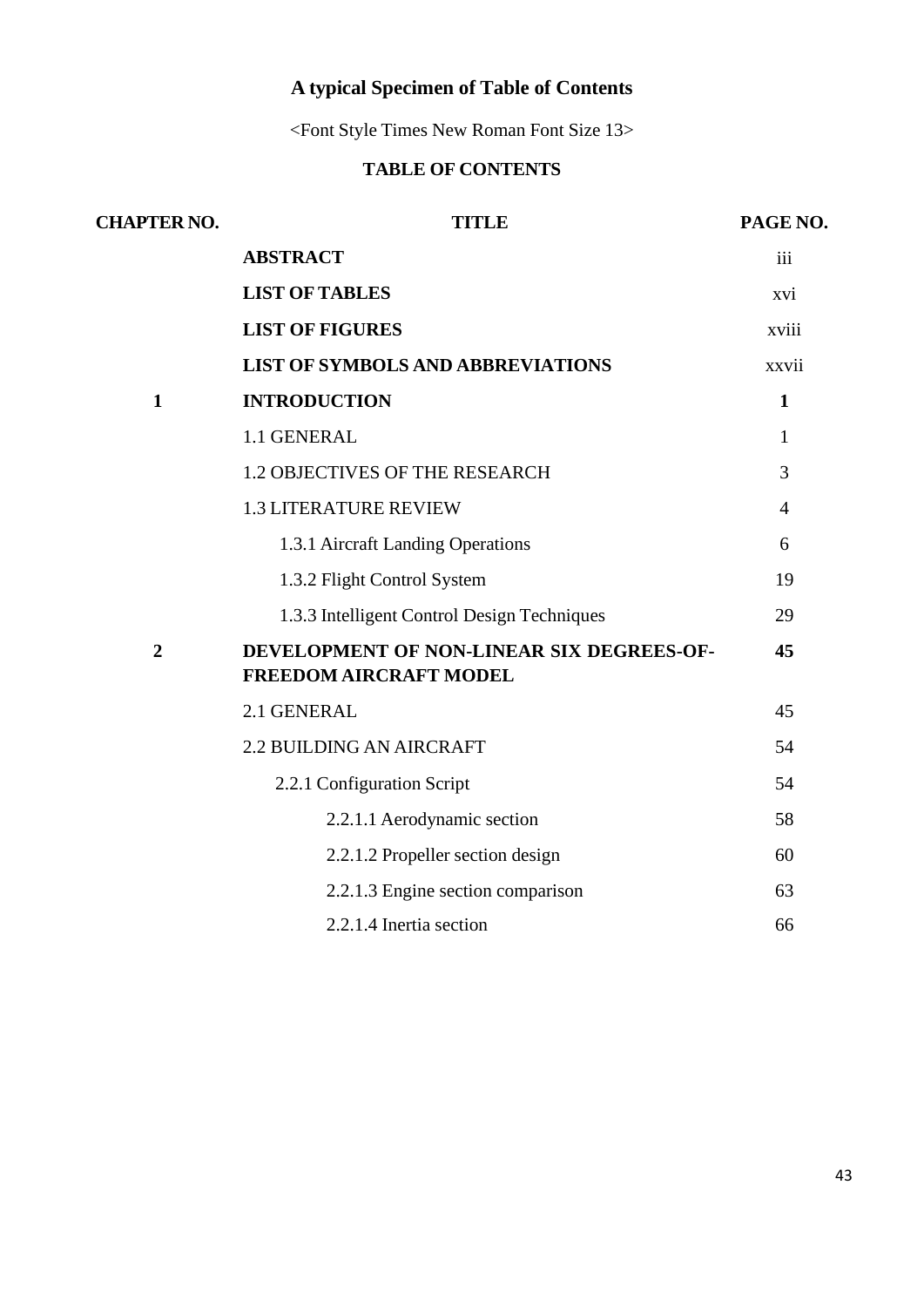## A typical Specimen of Table of Contents

<Font Style Times New Roman Font Size 13>

### TABLE OF CONTENTS

| CHAPTER NO. | TITLE | PAGE NO. |
|---|---|---|
| | **ABSTRACT** | iii |
| | **LIST OF TABLES** | xvi |
| | **LIST OF FIGURES** | xviii |
| | **LIST OF SYMBOLS AND ABBREVIATIONS** | xxvii |
| **1** | **INTRODUCTION** | **1** |
| | 1.1 GENERAL | 1 |
| | 1.2 OBJECTIVES OF THE RESEARCH | 3 |
| | 1.3 LITERATURE REVIEW | 4 |
| | 1.3.1 Aircraft Landing Operations | 6 |
| | 1.3.2 Flight Control System | 19 |
| | 1.3.3 Intelligent Control Design Techniques | 29 |
| **2** | **DEVELOPMENT OF NON-LINEAR SIX DEGREES-OF-FREEDOM AIRCRAFT MODEL** | **45** |
| | 2.1 GENERAL | 45 |
| | 2.2 BUILDING AN AIRCRAFT | 54 |
| | 2.2.1 Configuration Script | 54 |
| | 2.2.1.1 Aerodynamic section | 58 |
| | 2.2.1.2 Propeller section design | 60 |
| | 2.2.1.3 Engine section comparison | 63 |
| | 2.2.1.4 Inertia section | 66 |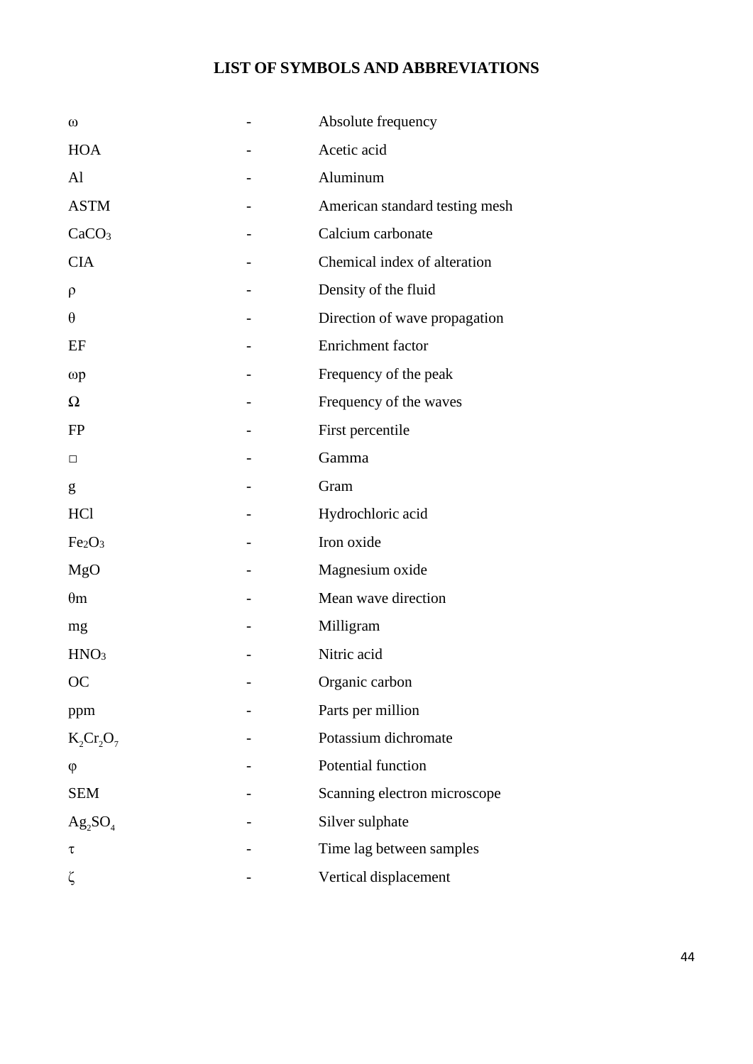# LIST OF SYMBOLS AND ABBREVIATIONS

| | | |
|---|---|---|
| $\omega$ | - | Absolute frequency |
| HOA | - | Acetic acid |
| Al | - | Aluminum |
| ASTM | - | American standard testing mesh |
| $CaCO_3$ | - | Calcium carbonate |
| CIA | - | Chemical index of alteration |
| $\rho$ | - | Density of the fluid |
| $\theta$ | - | Direction of wave propagation |
| EF | - | Enrichment factor |
| $\omega p$ | - | Frequency of the peak |
| $\Omega$ | - | Frequency of the waves |
| FP | - | First percentile |
| □ | - | Gamma |
| g | - | Gram |
| HCl | - | Hydrochloric acid |
| $Fe_2O_3$ | - | Iron oxide |
| MgO | - | Magnesium oxide |
| $\theta m$ | - | Mean wave direction |
| mg | - | Milligram |
| $HNO_3$ | - | Nitric acid |
| OC | - | Organic carbon |
| ppm | - | Parts per million |
| $K_2Cr_2O_7$ | - | Potassium dichromate |
| $\varphi$ | - | Potential function |
| SEM | - | Scanning electron microscope |
| $Ag_2SO_4$ | - | Silver sulphate |
| $\tau$ | - | Time lag between samples |
| $\zeta$ | - | Vertical displacement |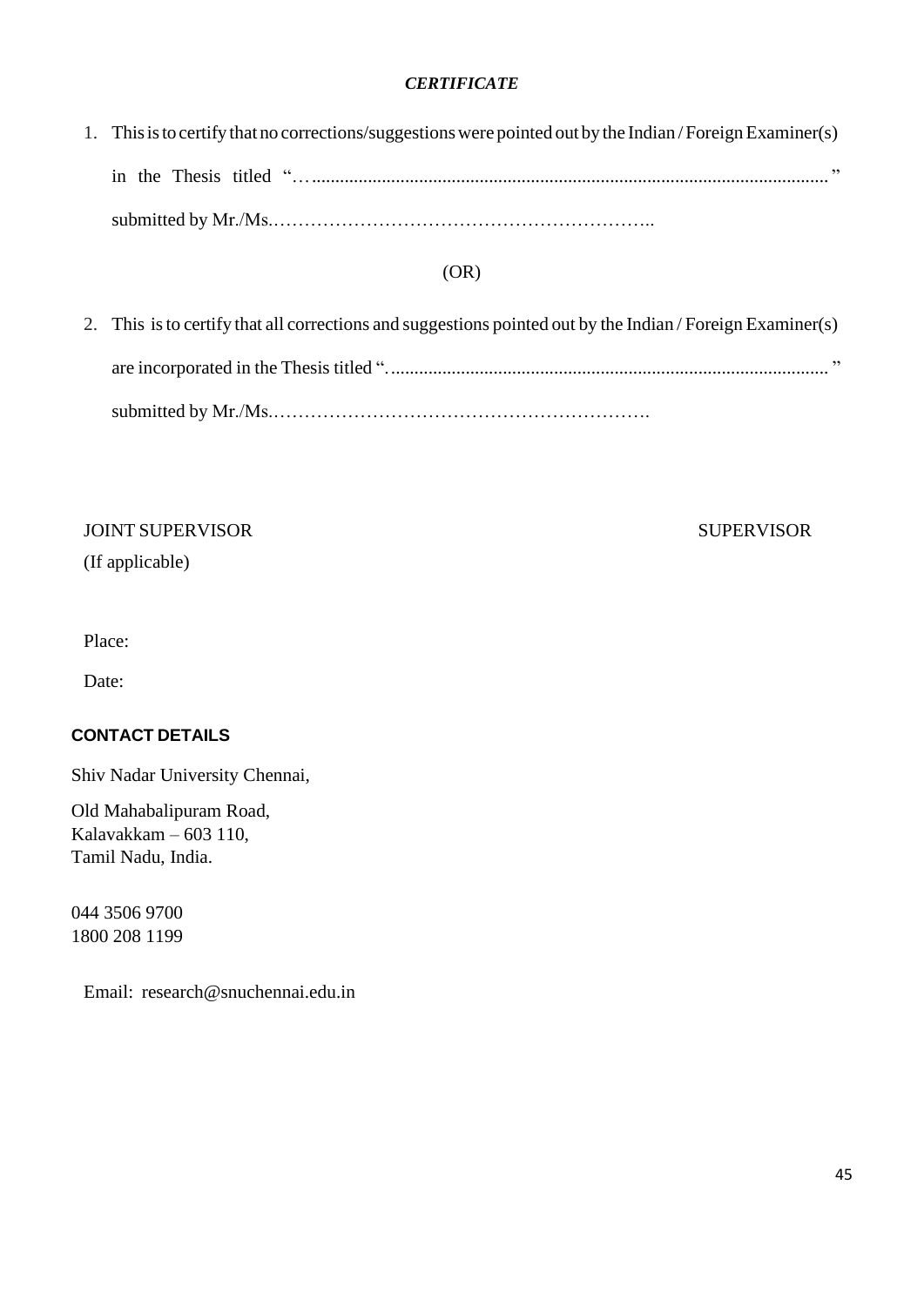***CERTIFICATE***

1. This is to certify that no corrections/suggestions were pointed out by the Indian / Foreign Examiner(s) in the Thesis titled "…............................................................................................................." submitted by Mr./Ms.……………………………………………………..

(OR)

2. This is to certify that all corrections and suggestions pointed out by the Indian / Foreign Examiner(s) are incorporated in the Thesis titled "…........................................................................................." submitted by Mr./Ms.…………………………………………………….

JOINT SUPERVISOR
(If applicable)

SUPERVISOR

Place:

Date:

**CONTACT DETAILS**

Shiv Nadar University Chennai,

Old Mahabalipuram Road,
Kalavakkam – 603 110,
Tamil Nadu, India.

044 3506 9700
1800 208 1199

Email: research@snuchennai.edu.in